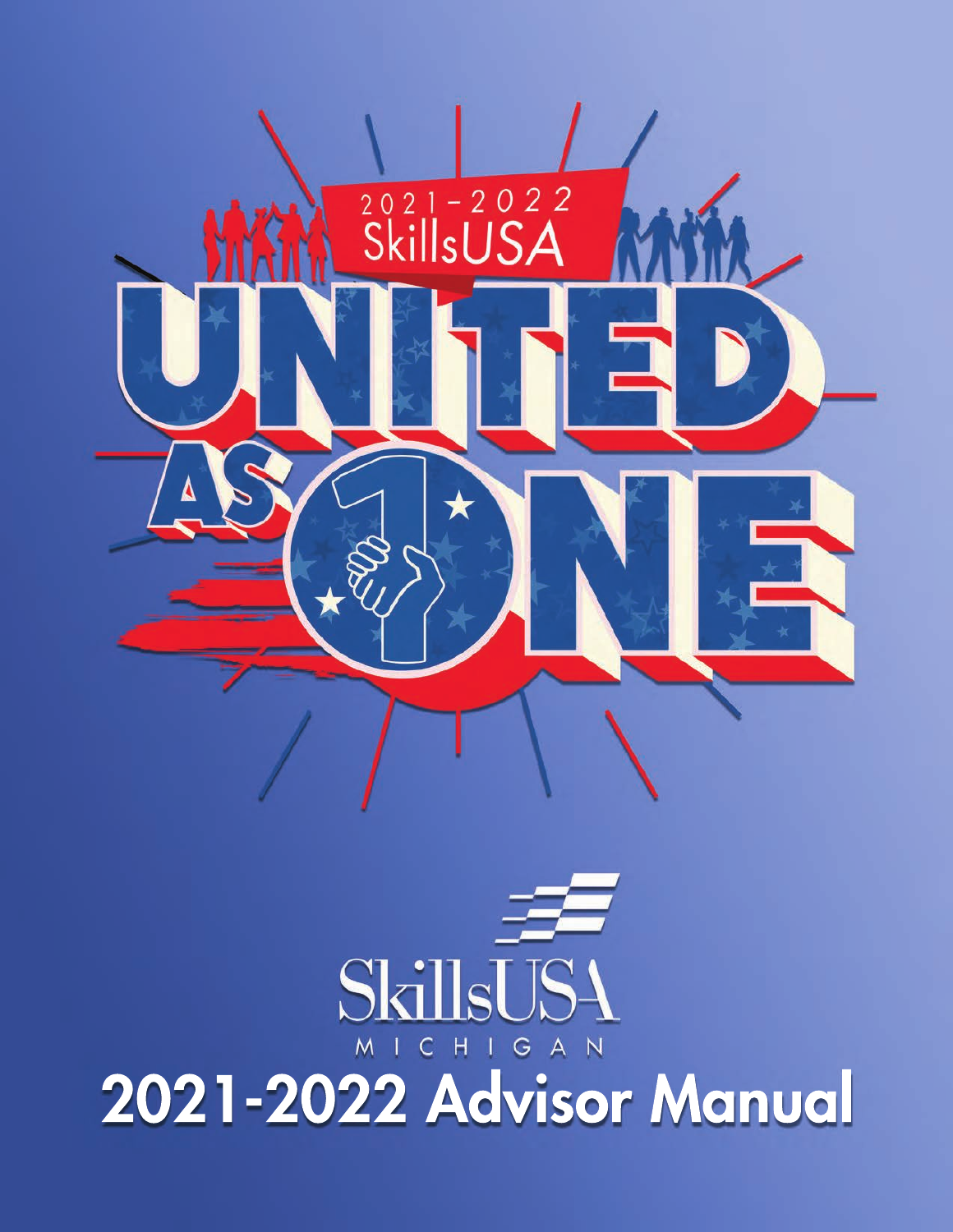2021-2022 SkillsUSA

UNITED AS ONE

SkillsUSA MICHIGAN

# 2021-2022 Advisor Manual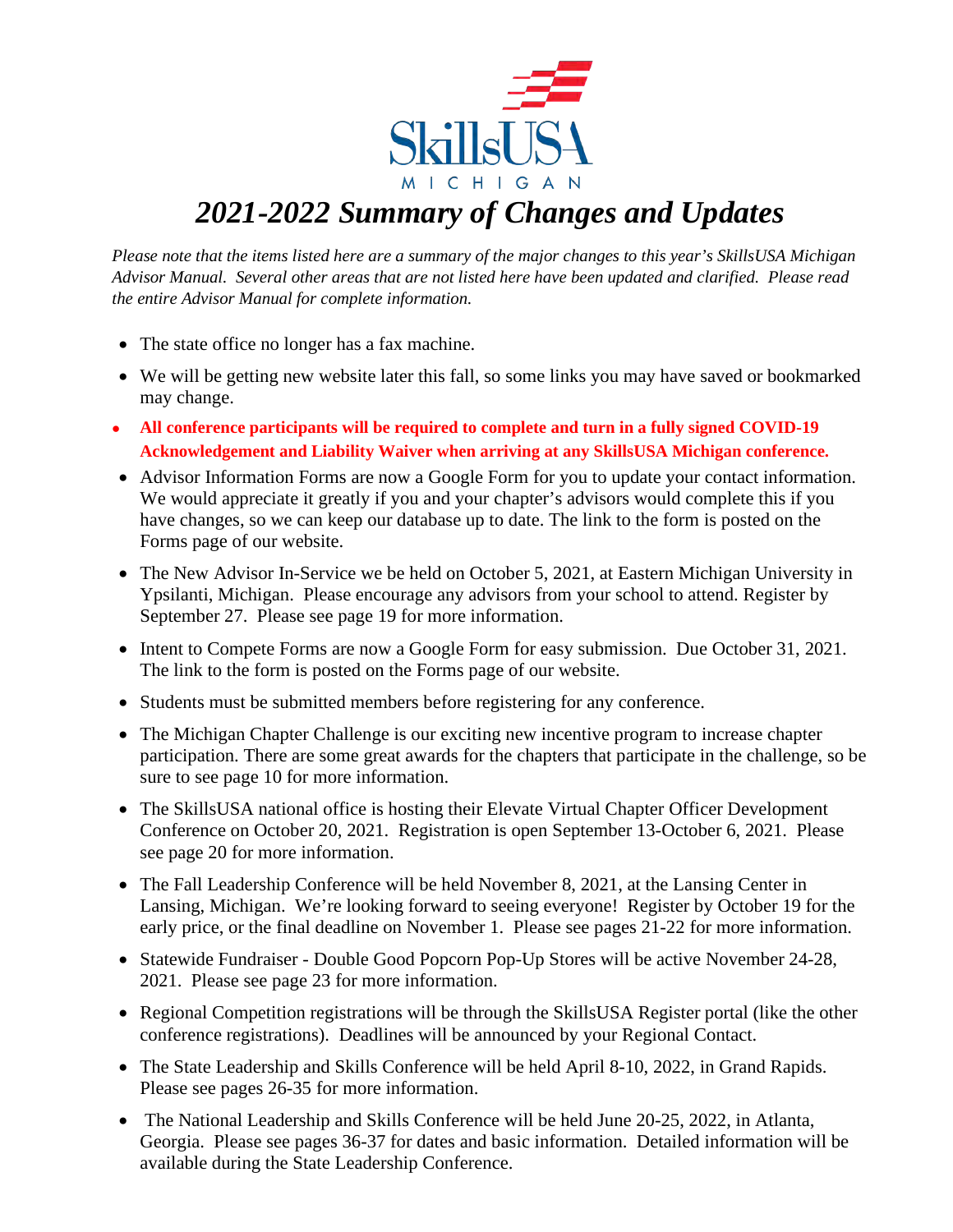SkillsUSA MICHIGAN

# *2021-2022 Summary of Changes and Updates*

*Please note that the items listed here are a summary of the major changes to this year's SkillsUSA Michigan Advisor Manual. Several other areas that are not listed here have been updated and clarified. Please read the entire Advisor Manual for complete information.*

- The state office no longer has a fax machine.
- We will be getting new website later this fall, so some links you may have saved or bookmarked may change.
- **All conference participants will be required to complete and turn in a fully signed COVID-19 Acknowledgement and Liability Waiver when arriving at any SkillsUSA Michigan conference.**
- Advisor Information Forms are now a Google Form for you to update your contact information. We would appreciate it greatly if you and your chapter's advisors would complete this if you have changes, so we can keep our database up to date. The link to the form is posted on the Forms page of our website.
- The New Advisor In-Service we be held on October 5, 2021, at Eastern Michigan University in Ypsilanti, Michigan. Please encourage any advisors from your school to attend. Register by September 27. Please see page 19 for more information.
- Intent to Compete Forms are now a Google Form for easy submission. Due October 31, 2021. The link to the form is posted on the Forms page of our website.
- Students must be submitted members before registering for any conference.
- The Michigan Chapter Challenge is our exciting new incentive program to increase chapter participation. There are some great awards for the chapters that participate in the challenge, so be sure to see page 10 for more information.
- The SkillsUSA national office is hosting their Elevate Virtual Chapter Officer Development Conference on October 20, 2021. Registration is open September 13-October 6, 2021. Please see page 20 for more information.
- The Fall Leadership Conference will be held November 8, 2021, at the Lansing Center in Lansing, Michigan. We're looking forward to seeing everyone! Register by October 19 for the early price, or the final deadline on November 1. Please see pages 21-22 for more information.
- Statewide Fundraiser - Double Good Popcorn Pop-Up Stores will be active November 24-28, 2021. Please see page 23 for more information.
- Regional Competition registrations will be through the SkillsUSA Register portal (like the other conference registrations). Deadlines will be announced by your Regional Contact.
- The State Leadership and Skills Conference will be held April 8-10, 2022, in Grand Rapids. Please see pages 26-35 for more information.
- The National Leadership and Skills Conference will be held June 20-25, 2022, in Atlanta, Georgia. Please see pages 36-37 for dates and basic information. Detailed information will be available during the State Leadership Conference.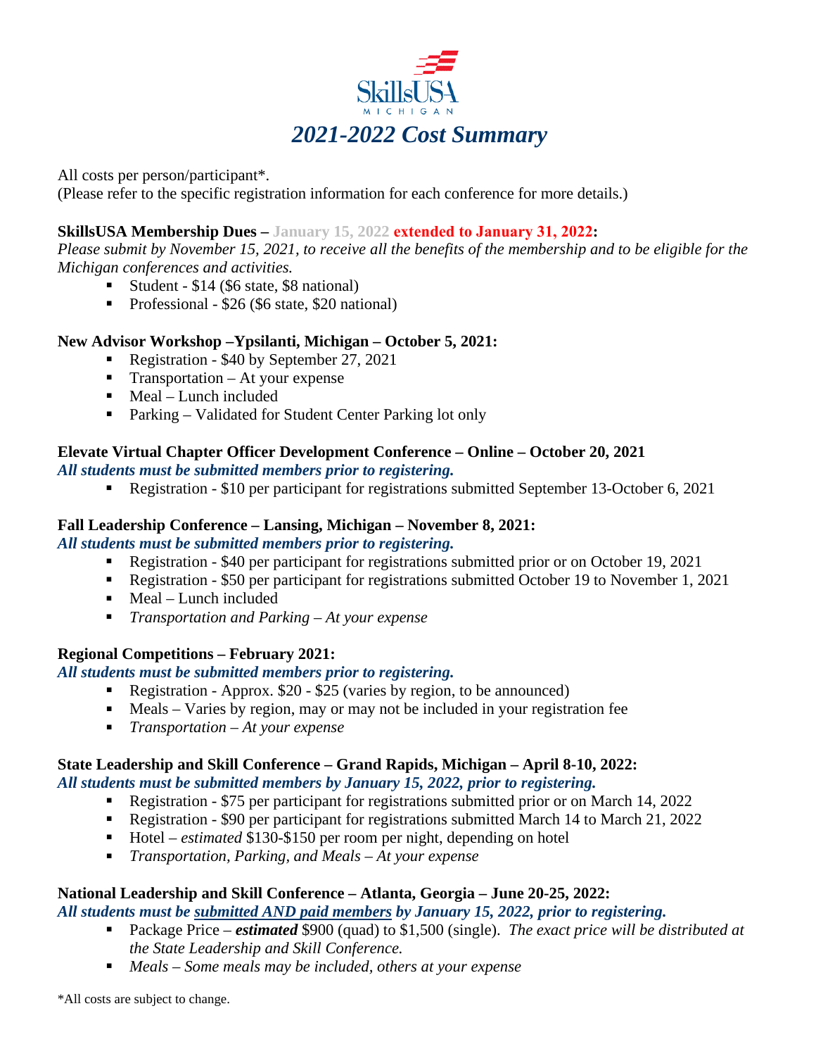# SkillsUSA Michigan

## *2021-2022 Cost Summary*

All costs per person/participant*.
(Please refer to the specific registration information for each conference for more details.)

**SkillsUSA Membership Dues – January 15, 2022 extended to January 31, 2022:**
*Please submit by November 15, 2021, to receive all the benefits of the membership and to be eligible for the Michigan conferences and activities.*

- Student - $14 ($6 state, $8 national)
- Professional - $26 ($6 state, $20 national)

**New Advisor Workshop –Ypsilanti, Michigan – October 5, 2021:**

- Registration - $40 by September 27, 2021
- Transportation – At your expense
- Meal – Lunch included
- Parking – Validated for Student Center Parking lot only

**Elevate Virtual Chapter Officer Development Conference – Online – October 20, 2021**
***All students must be submitted members prior to registering.***

- Registration - $10 per participant for registrations submitted September 13-October 6, 2021

**Fall Leadership Conference – Lansing, Michigan – November 8, 2021:**
***All students must be submitted members prior to registering.***

- Registration - $40 per participant for registrations submitted prior or on October 19, 2021
- Registration - $50 per participant for registrations submitted October 19 to November 1, 2021
- Meal – Lunch included
- *Transportation and Parking – At your expense*

**Regional Competitions – February 2021:**
***All students must be submitted members prior to registering.***

- Registration - Approx. $20 - $25 (varies by region, to be announced)
- Meals – Varies by region, may or may not be included in your registration fee
- *Transportation – At your expense*

**State Leadership and Skill Conference – Grand Rapids, Michigan – April 8-10, 2022:**
***All students must be submitted members by January 15, 2022, prior to registering.***

- Registration - $75 per participant for registrations submitted prior or on March 14, 2022
- Registration - $90 per participant for registrations submitted March 14 to March 21, 2022
- Hotel – *estimated* $130-$150 per room per night, depending on hotel
- *Transportation, Parking, and Meals – At your expense*

**National Leadership and Skill Conference – Atlanta, Georgia – June 20-25, 2022:**
***All students must be submitted AND paid members by January 15, 2022, prior to registering.***

- Package Price – ***estimated*** $900 (quad) to $1,500 (single). *The exact price will be distributed at the State Leadership and Skill Conference.*
- *Meals – Some meals may be included, others at your expense*

*All costs are subject to change.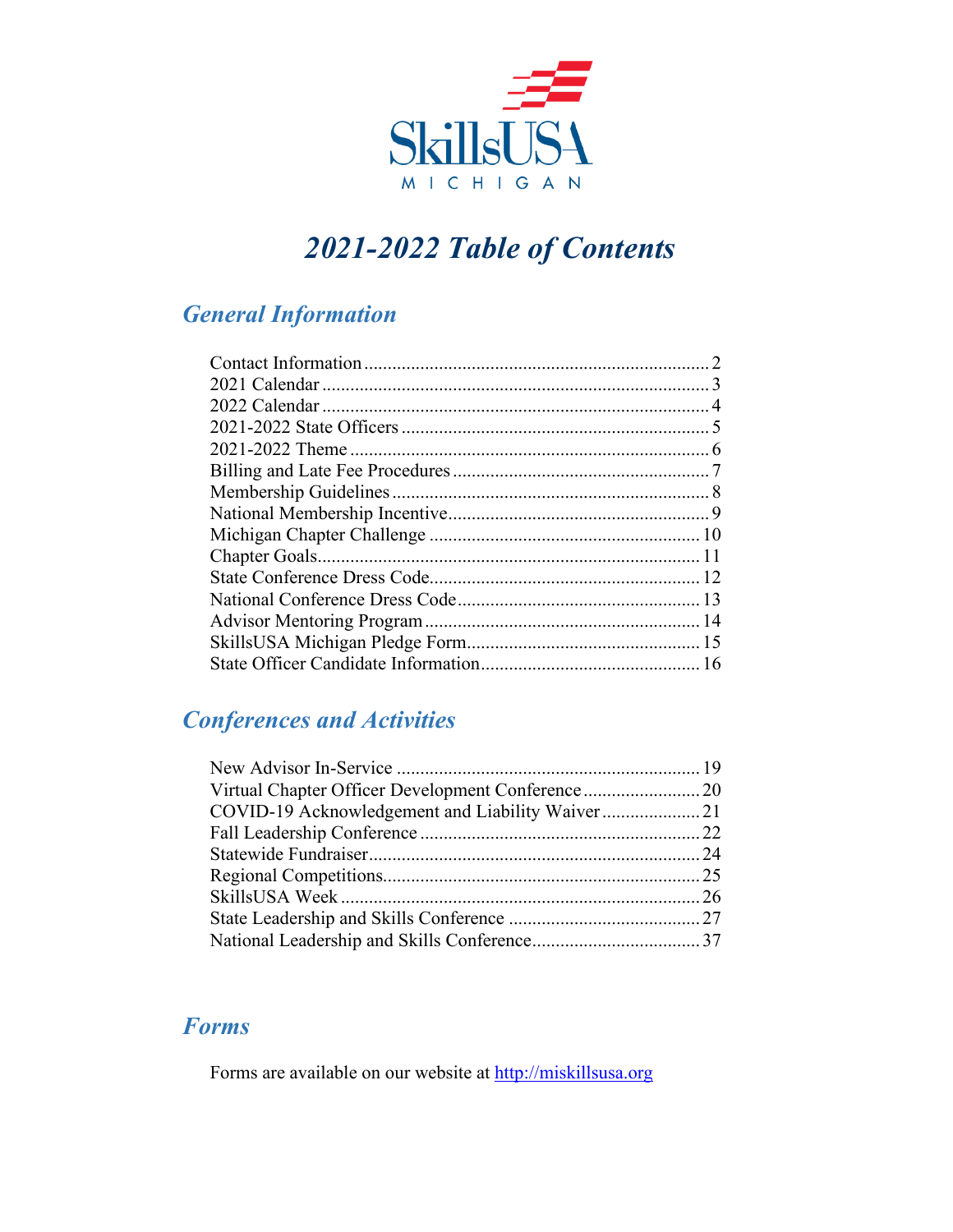# 2021-2022 Table of Contents

## General Information

| | |
|---|---|
| Contact Information | 2 |
| 2021 Calendar | 3 |
| 2022 Calendar | 4 |
| 2021-2022 State Officers | 5 |
| 2021-2022 Theme | 6 |
| Billing and Late Fee Procedures | 7 |
| Membership Guidelines | 8 |
| National Membership Incentive | 9 |
| Michigan Chapter Challenge | 10 |
| Chapter Goals | 11 |
| State Conference Dress Code | 12 |
| National Conference Dress Code | 13 |
| Advisor Mentoring Program | 14 |
| SkillsUSA Michigan Pledge Form | 15 |
| State Officer Candidate Information | 16 |

## Conferences and Activities

| | |
|---|---|
| New Advisor In-Service | 19 |
| Virtual Chapter Officer Development Conference | 20 |
| COVID-19 Acknowledgement and Liability Waiver | 21 |
| Fall Leadership Conference | 22 |
| Statewide Fundraiser | 24 |
| Regional Competitions | 25 |
| SkillsUSA Week | 26 |
| State Leadership and Skills Conference | 27 |
| National Leadership and Skills Conference | 37 |

## Forms

Forms are available on our website at http://miskillsusa.org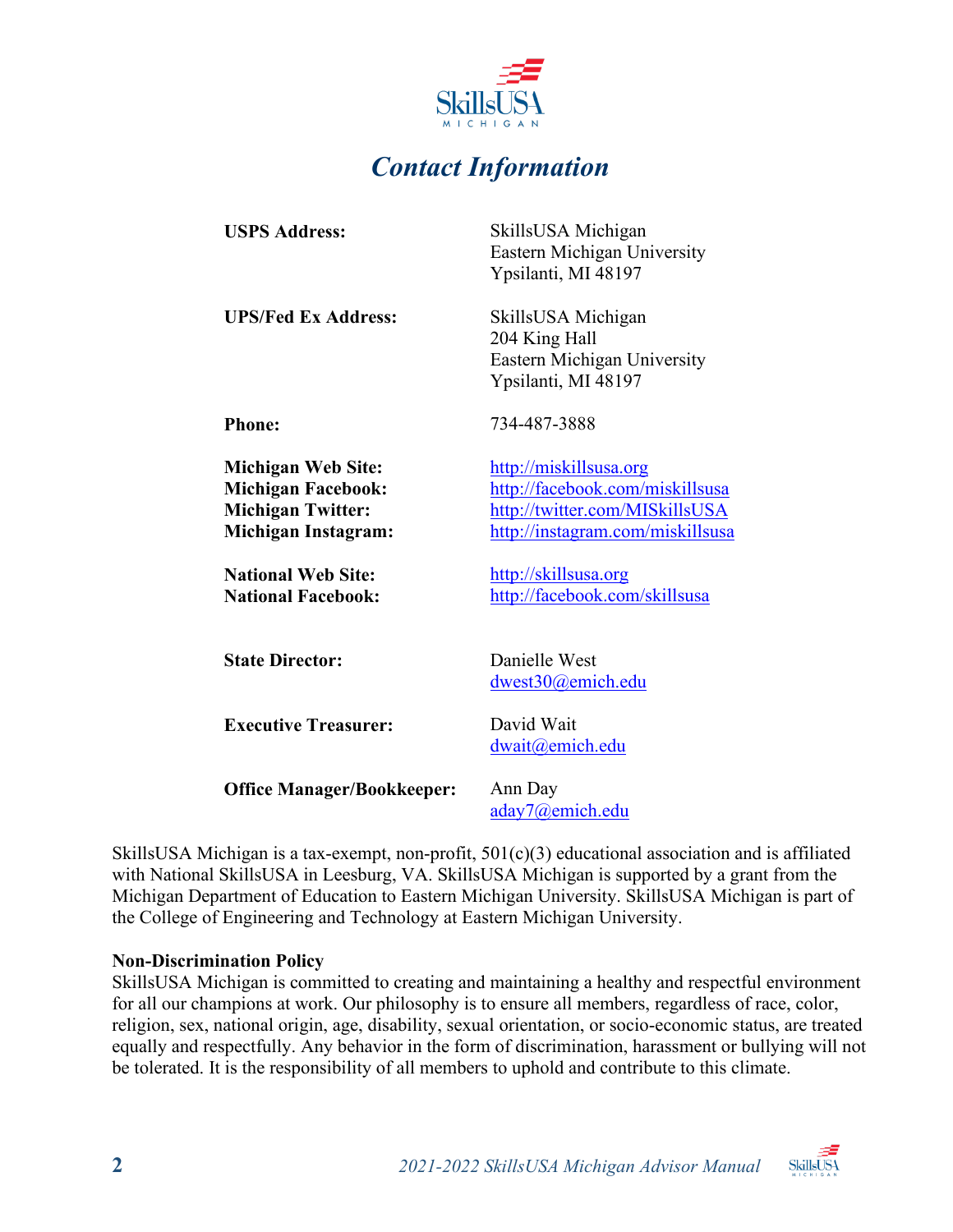# *Contact Information*

| | |
|---|---|
| **USPS Address:** | SkillsUSA Michigan<br>Eastern Michigan University<br>Ypsilanti, MI 48197 |
| **UPS/Fed Ex Address:** | SkillsUSA Michigan<br>204 King Hall<br>Eastern Michigan University<br>Ypsilanti, MI 48197 |
| **Phone:** | 734-487-3888 |
| **Michigan Web Site:** | http://miskillsusa.org |
| **Michigan Facebook:** | http://facebook.com/miskillsusa |
| **Michigan Twitter:** | http://twitter.com/MISkillsUSA |
| **Michigan Instagram:** | http://instagram.com/miskillsusa |
| **National Web Site:** | http://skillsusa.org |
| **National Facebook:** | http://facebook.com/skillsusa |
| **State Director:** | Danielle West<br>dwest30@emich.edu |
| **Executive Treasurer:** | David Wait<br>dwait@emich.edu |
| **Office Manager/Bookkeeper:** | Ann Day<br>aday7@emich.edu |

SkillsUSA Michigan is a tax-exempt, non-profit, 501(c)(3) educational association and is affiliated with National SkillsUSA in Leesburg, VA. SkillsUSA Michigan is supported by a grant from the Michigan Department of Education to Eastern Michigan University. SkillsUSA Michigan is part of the College of Engineering and Technology at Eastern Michigan University.

**Non-Discrimination Policy**
SkillsUSA Michigan is committed to creating and maintaining a healthy and respectful environment for all our champions at work. Our philosophy is to ensure all members, regardless of race, color, religion, sex, national origin, age, disability, sexual orientation, or socio-economic status, are treated equally and respectfully. Any behavior in the form of discrimination, harassment or bullying will not be tolerated. It is the responsibility of all members to uphold and contribute to this climate.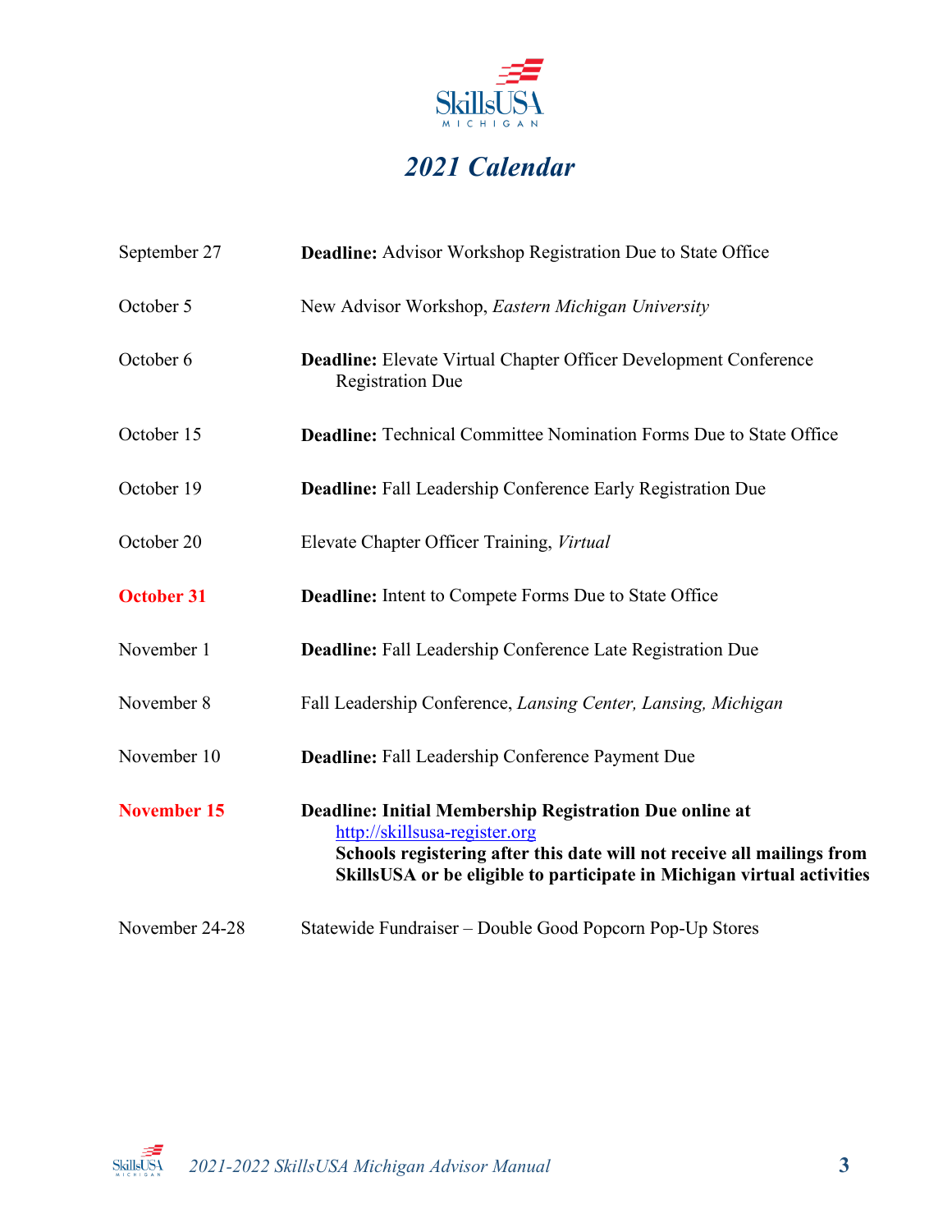# *2021 Calendar*

| | |
|---|---|
| September 27 | **Deadline:** Advisor Workshop Registration Due to State Office |
| October 5 | New Advisor Workshop, *Eastern Michigan University* |
| October 6 | **Deadline:** Elevate Virtual Chapter Officer Development Conference Registration Due |
| October 15 | **Deadline:** Technical Committee Nomination Forms Due to State Office |
| October 19 | **Deadline:** Fall Leadership Conference Early Registration Due |
| October 20 | Elevate Chapter Officer Training, *Virtual* |
| **October 31** | **Deadline:** Intent to Compete Forms Due to State Office |
| November 1 | **Deadline:** Fall Leadership Conference Late Registration Due |
| November 8 | Fall Leadership Conference, *Lansing Center, Lansing, Michigan* |
| November 10 | **Deadline:** Fall Leadership Conference Payment Due |
| **November 15** | **Deadline: Initial Membership Registration Due online at** http://skillsusa-register.org **Schools registering after this date will not receive all mailings from SkillsUSA or be eligible to participate in Michigan virtual activities** |
| November 24-28 | Statewide Fundraiser – Double Good Popcorn Pop-Up Stores |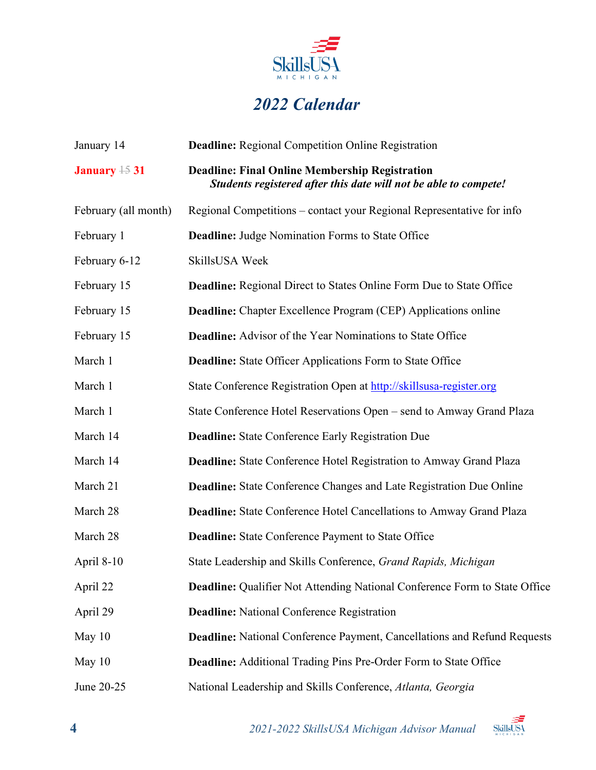# 2022 Calendar

| | |
|---|---|
| January 14 | **Deadline:** Regional Competition Online Registration |
| **January** ~~15~~ **31** | **Deadline: Final Online Membership Registration** ***Students registered after this date will not be able to compete!*** |
| February (all month) | Regional Competitions – contact your Regional Representative for info |
| February 1 | **Deadline:** Judge Nomination Forms to State Office |
| February 6-12 | SkillsUSA Week |
| February 15 | **Deadline:** Regional Direct to States Online Form Due to State Office |
| February 15 | **Deadline:** Chapter Excellence Program (CEP) Applications online |
| February 15 | **Deadline:** Advisor of the Year Nominations to State Office |
| March 1 | **Deadline:** State Officer Applications Form to State Office |
| March 1 | State Conference Registration Open at http://skillsusa-register.org |
| March 1 | State Conference Hotel Reservations Open – send to Amway Grand Plaza |
| March 14 | **Deadline:** State Conference Early Registration Due |
| March 14 | **Deadline:** State Conference Hotel Registration to Amway Grand Plaza |
| March 21 | **Deadline:** State Conference Changes and Late Registration Due Online |
| March 28 | **Deadline:** State Conference Hotel Cancellations to Amway Grand Plaza |
| March 28 | **Deadline:** State Conference Payment to State Office |
| April 8-10 | State Leadership and Skills Conference, *Grand Rapids, Michigan* |
| April 22 | **Deadline:** Qualifier Not Attending National Conference Form to State Office |
| April 29 | **Deadline:** National Conference Registration |
| May 10 | **Deadline:** National Conference Payment, Cancellations and Refund Requests |
| May 10 | **Deadline:** Additional Trading Pins Pre-Order Form to State Office |
| June 20-25 | National Leadership and Skills Conference, *Atlanta, Georgia* |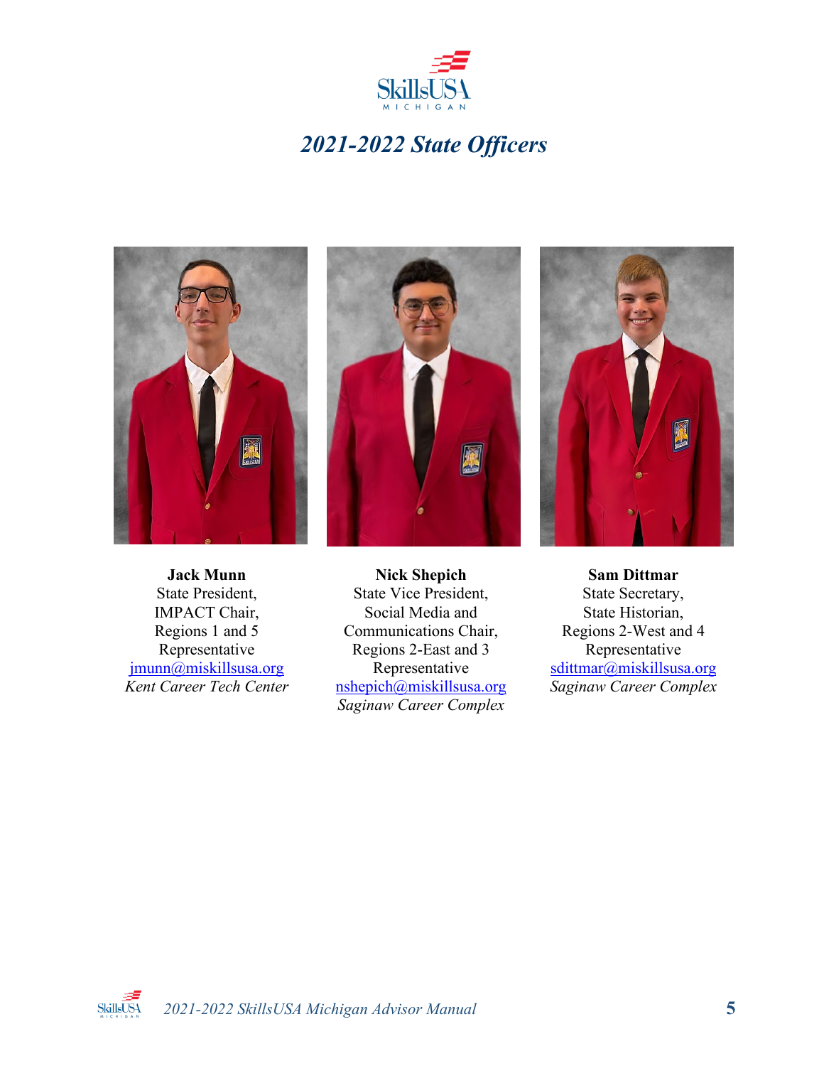# *2021-2022 State Officers*

**Jack Munn**
State President,
IMPACT Chair,
Regions 1 and 5
Representative
jmunn@miskillsusa.org
*Kent Career Tech Center*

**Nick Shepich**
State Vice President,
Social Media and
Communications Chair,
Regions 2-East and 3
Representative
nshepich@miskillsusa.org
*Saginaw Career Complex*

**Sam Dittmar**
State Secretary,
State Historian,
Regions 2-West and 4
Representative
sdittmar@miskillsusa.org
*Saginaw Career Complex*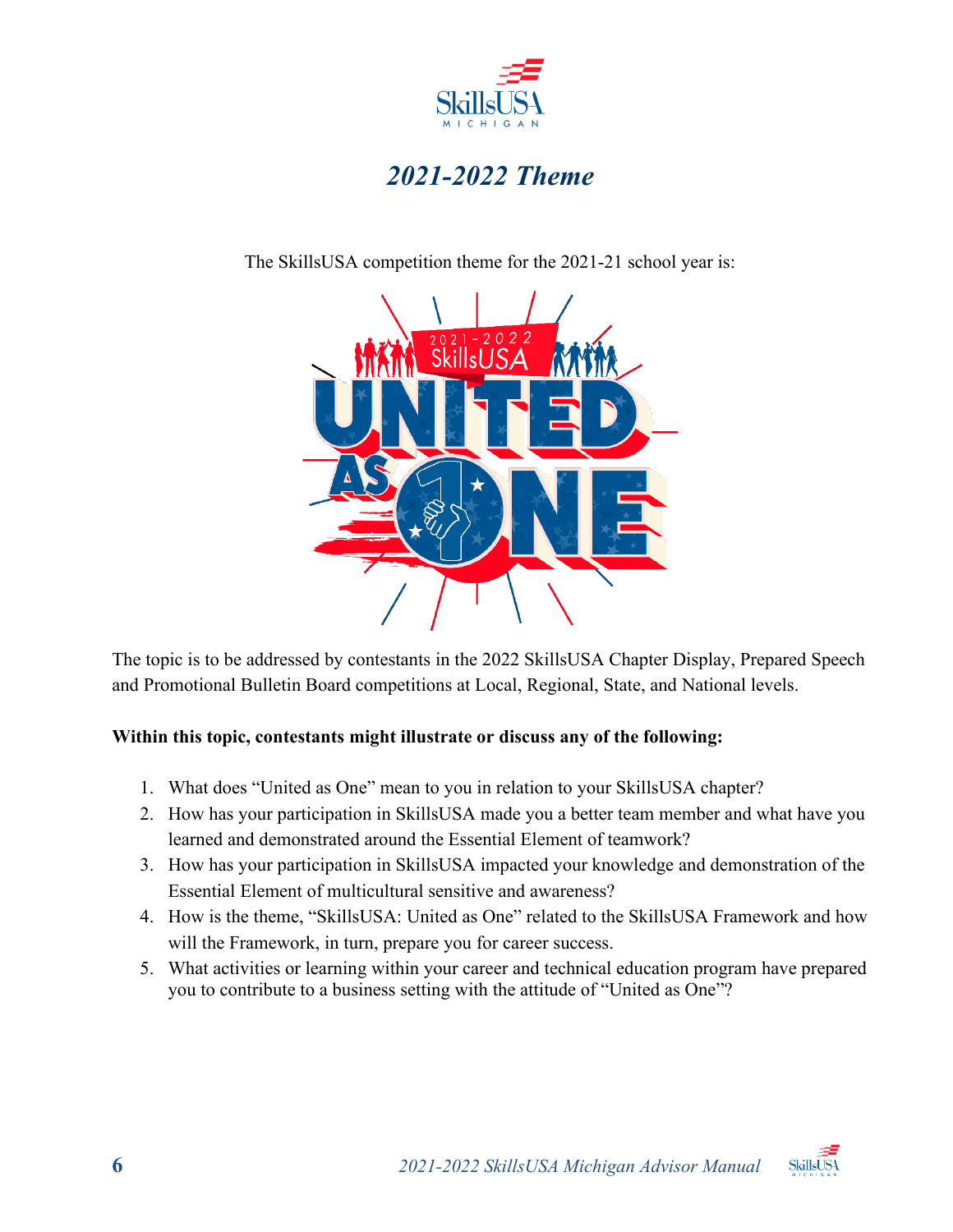# *2021-2022 Theme*

The SkillsUSA competition theme for the 2021-21 school year is:

The topic is to be addressed by contestants in the 2022 SkillsUSA Chapter Display, Prepared Speech and Promotional Bulletin Board competitions at Local, Regional, State, and National levels.

**Within this topic, contestants might illustrate or discuss any of the following:**

1. What does "United as One" mean to you in relation to your SkillsUSA chapter?
2. How has your participation in SkillsUSA made you a better team member and what have you learned and demonstrated around the Essential Element of teamwork?
3. How has your participation in SkillsUSA impacted your knowledge and demonstration of the Essential Element of multicultural sensitive and awareness?
4. How is the theme, "SkillsUSA: United as One" related to the SkillsUSA Framework and how will the Framework, in turn, prepare you for career success.
5. What activities or learning within your career and technical education program have prepared you to contribute to a business setting with the attitude of "United as One"?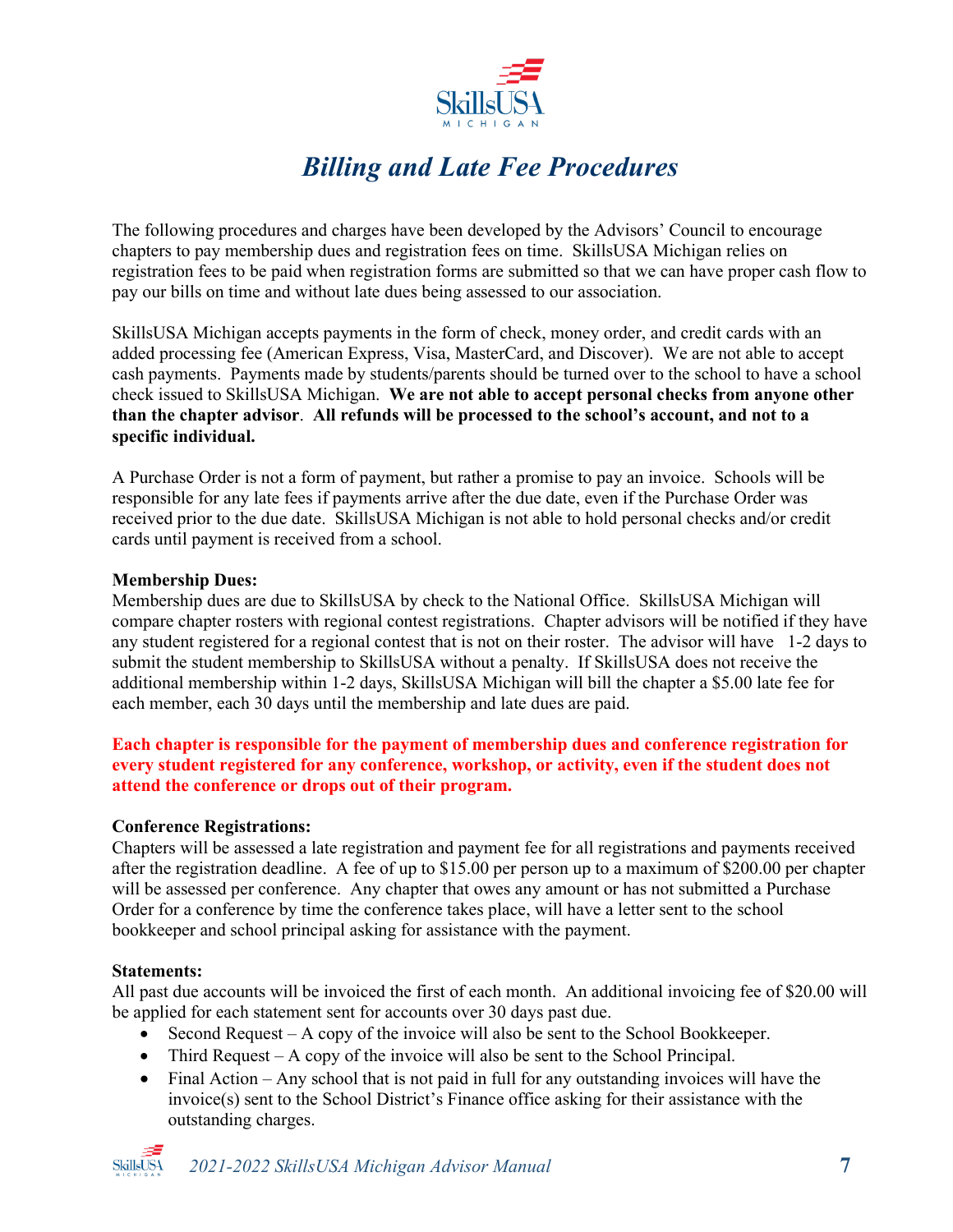# *Billing and Late Fee Procedures*

The following procedures and charges have been developed by the Advisors' Council to encourage chapters to pay membership dues and registration fees on time. SkillsUSA Michigan relies on registration fees to be paid when registration forms are submitted so that we can have proper cash flow to pay our bills on time and without late dues being assessed to our association.

SkillsUSA Michigan accepts payments in the form of check, money order, and credit cards with an added processing fee (American Express, Visa, MasterCard, and Discover). We are not able to accept cash payments. Payments made by students/parents should be turned over to the school to have a school check issued to SkillsUSA Michigan. **We are not able to accept personal checks from anyone other than the chapter advisor**. **All refunds will be processed to the school's account, and not to a specific individual.**

A Purchase Order is not a form of payment, but rather a promise to pay an invoice. Schools will be responsible for any late fees if payments arrive after the due date, even if the Purchase Order was received prior to the due date. SkillsUSA Michigan is not able to hold personal checks and/or credit cards until payment is received from a school.

**Membership Dues:**
Membership dues are due to SkillsUSA by check to the National Office. SkillsUSA Michigan will compare chapter rosters with regional contest registrations. Chapter advisors will be notified if they have any student registered for a regional contest that is not on their roster. The advisor will have 1-2 days to submit the student membership to SkillsUSA without a penalty. If SkillsUSA does not receive the additional membership within 1-2 days, SkillsUSA Michigan will bill the chapter a $5.00 late fee for each member, each 30 days until the membership and late dues are paid.

**Each chapter is responsible for the payment of membership dues and conference registration for every student registered for any conference, workshop, or activity, even if the student does not attend the conference or drops out of their program.**

**Conference Registrations:**
Chapters will be assessed a late registration and payment fee for all registrations and payments received after the registration deadline. A fee of up to $15.00 per person up to a maximum of $200.00 per chapter will be assessed per conference. Any chapter that owes any amount or has not submitted a Purchase Order for a conference by time the conference takes place, will have a letter sent to the school bookkeeper and school principal asking for assistance with the payment.

**Statements:**
All past due accounts will be invoiced the first of each month. An additional invoicing fee of $20.00 will be applied for each statement sent for accounts over 30 days past due.

- Second Request – A copy of the invoice will also be sent to the School Bookkeeper.
- Third Request – A copy of the invoice will also be sent to the School Principal.
- Final Action – Any school that is not paid in full for any outstanding invoices will have the invoice(s) sent to the School District's Finance office asking for their assistance with the outstanding charges.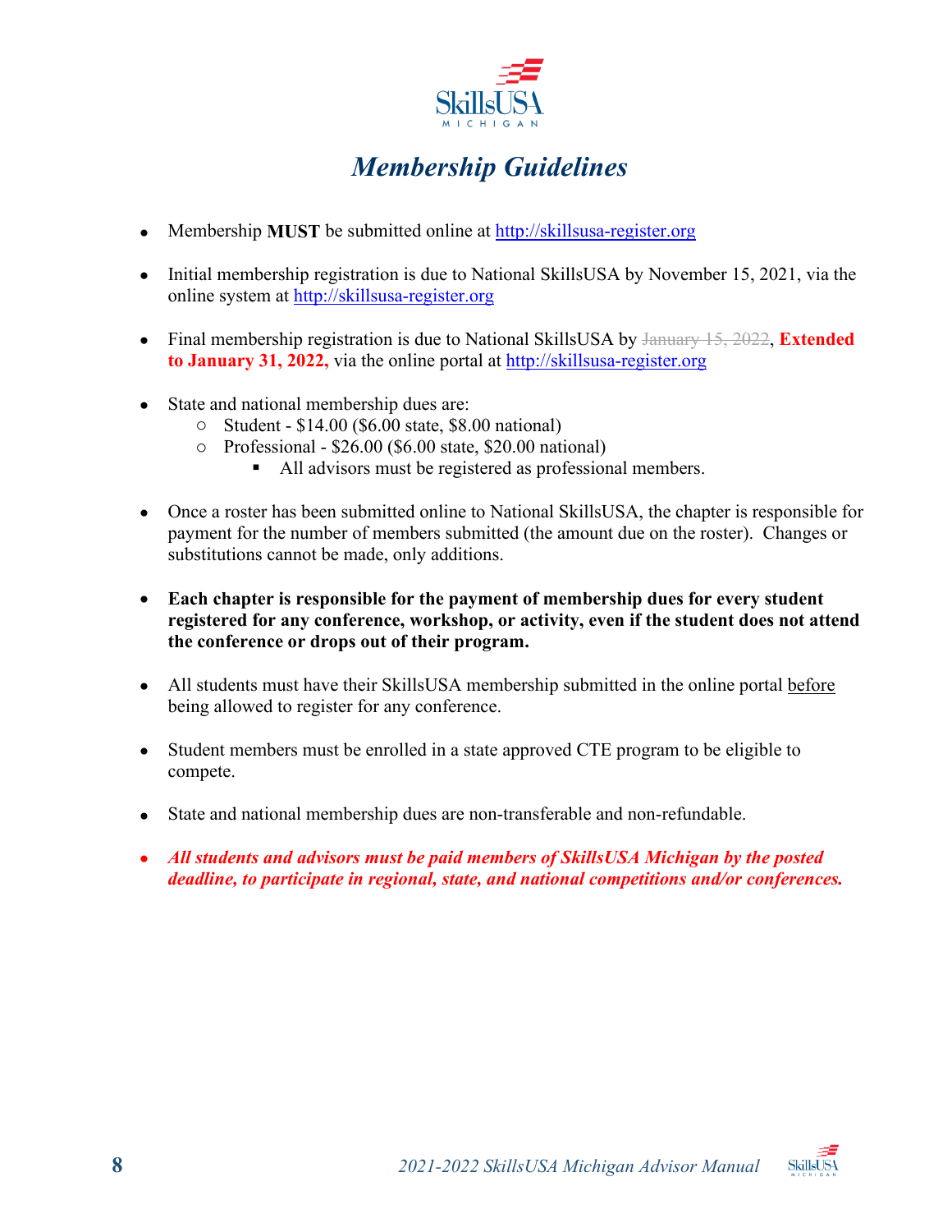# *Membership Guidelines*

- Membership **MUST** be submitted online at http://skillsusa-register.org
- Initial membership registration is due to National SkillsUSA by November 15, 2021, via the online system at http://skillsusa-register.org
- Final membership registration is due to National SkillsUSA by ~~January 15, 2022~~, **Extended to January 31, 2022,** via the online portal at http://skillsusa-register.org
- State and national membership dues are:
  - Student - $14.00 ($6.00 state, $8.00 national)
  - Professional - $26.00 ($6.00 state, $20.00 national)
    - All advisors must be registered as professional members.
- Once a roster has been submitted online to National SkillsUSA, the chapter is responsible for payment for the number of members submitted (the amount due on the roster). Changes or substitutions cannot be made, only additions.
- **Each chapter is responsible for the payment of membership dues for every student registered for any conference, workshop, or activity, even if the student does not attend the conference or drops out of their program.**
- All students must have their SkillsUSA membership submitted in the online portal before being allowed to register for any conference.
- Student members must be enrolled in a state approved CTE program to be eligible to compete.
- State and national membership dues are non-transferable and non-refundable.
- ***All students and advisors must be paid members of SkillsUSA Michigan by the posted deadline, to participate in regional, state, and national competitions and/or conferences.***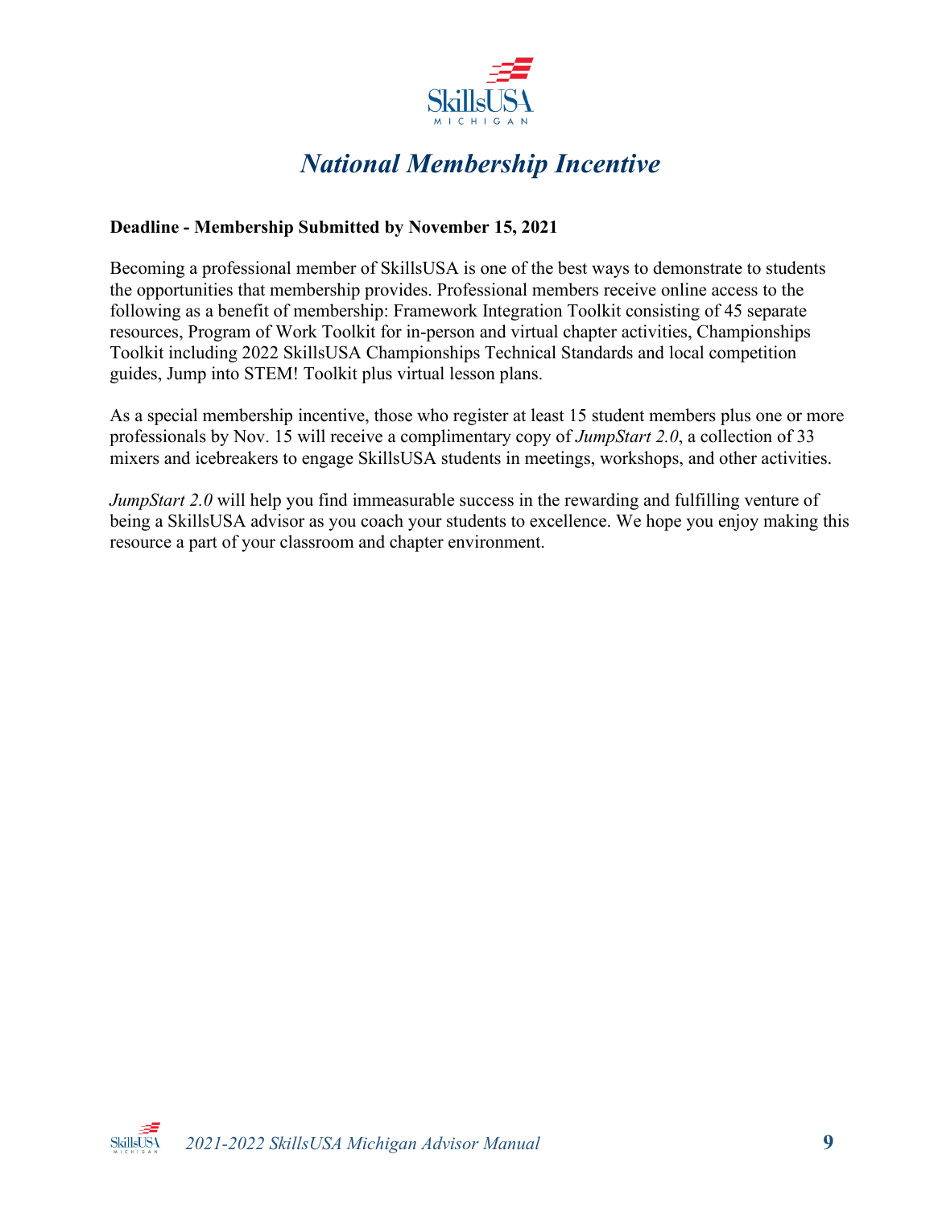# *National Membership Incentive*

**Deadline - Membership Submitted by November 15, 2021**

Becoming a professional member of SkillsUSA is one of the best ways to demonstrate to students the opportunities that membership provides. Professional members receive online access to the following as a benefit of membership: Framework Integration Toolkit consisting of 45 separate resources, Program of Work Toolkit for in-person and virtual chapter activities, Championships Toolkit including 2022 SkillsUSA Championships Technical Standards and local competition guides, Jump into STEM! Toolkit plus virtual lesson plans.

As a special membership incentive, those who register at least 15 student members plus one or more professionals by Nov. 15 will receive a complimentary copy of *JumpStart 2.0*, a collection of 33 mixers and icebreakers to engage SkillsUSA students in meetings, workshops, and other activities.

*JumpStart 2.0* will help you find immeasurable success in the rewarding and fulfilling venture of being a SkillsUSA advisor as you coach your students to excellence. We hope you enjoy making this resource a part of your classroom and chapter environment.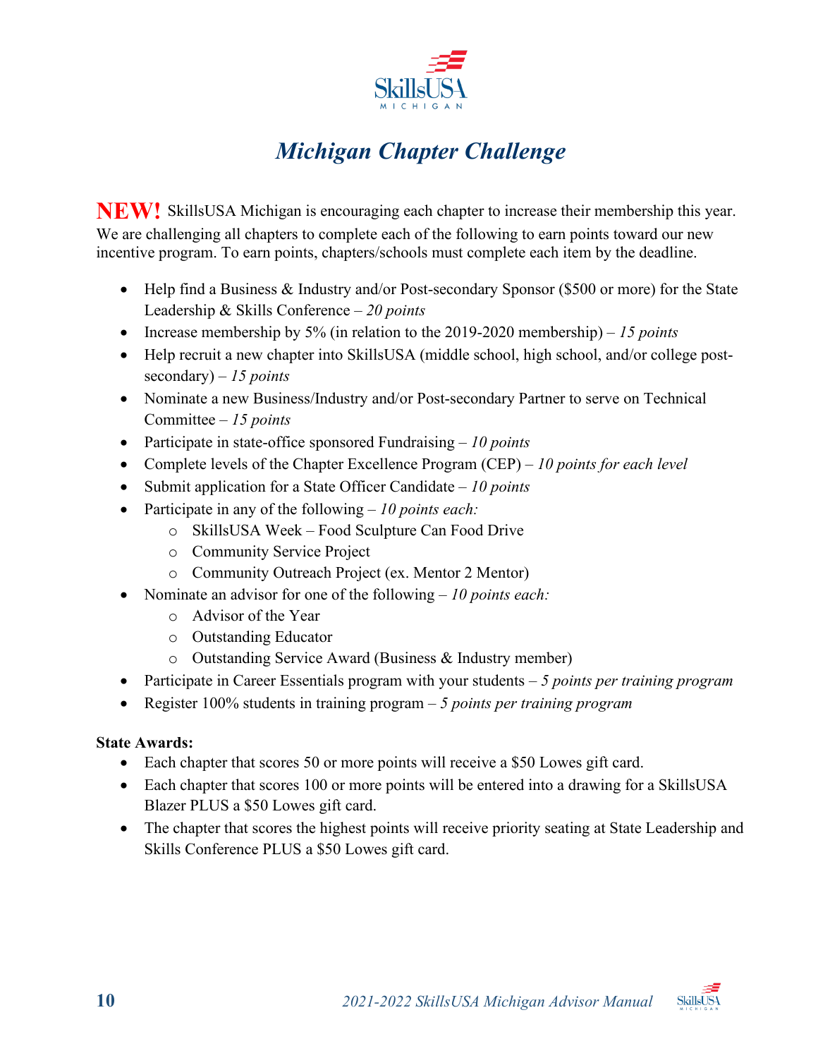# *Michigan Chapter Challenge*

**NEW!** SkillsUSA Michigan is encouraging each chapter to increase their membership this year. We are challenging all chapters to complete each of the following to earn points toward our new incentive program. To earn points, chapters/schools must complete each item by the deadline.

- Help find a Business & Industry and/or Post-secondary Sponsor ($500 or more) for the State Leadership & Skills Conference – *20 points*
- Increase membership by 5% (in relation to the 2019-2020 membership) – *15 points*
- Help recruit a new chapter into SkillsUSA (middle school, high school, and/or college post-secondary) – *15 points*
- Nominate a new Business/Industry and/or Post-secondary Partner to serve on Technical Committee – *15 points*
- Participate in state-office sponsored Fundraising – *10 points*
- Complete levels of the Chapter Excellence Program (CEP) – *10 points for each level*
- Submit application for a State Officer Candidate – *10 points*
- Participate in any of the following – *10 points each:*
  - SkillsUSA Week – Food Sculpture Can Food Drive
  - Community Service Project
  - Community Outreach Project (ex. Mentor 2 Mentor)
- Nominate an advisor for one of the following – *10 points each:*
  - Advisor of the Year
  - Outstanding Educator
  - Outstanding Service Award (Business & Industry member)
- Participate in Career Essentials program with your students – *5 points per training program*
- Register 100% students in training program – *5 points per training program*

**State Awards:**

- Each chapter that scores 50 or more points will receive a $50 Lowes gift card.
- Each chapter that scores 100 or more points will be entered into a drawing for a SkillsUSA Blazer PLUS a $50 Lowes gift card.
- The chapter that scores the highest points will receive priority seating at State Leadership and Skills Conference PLUS a $50 Lowes gift card.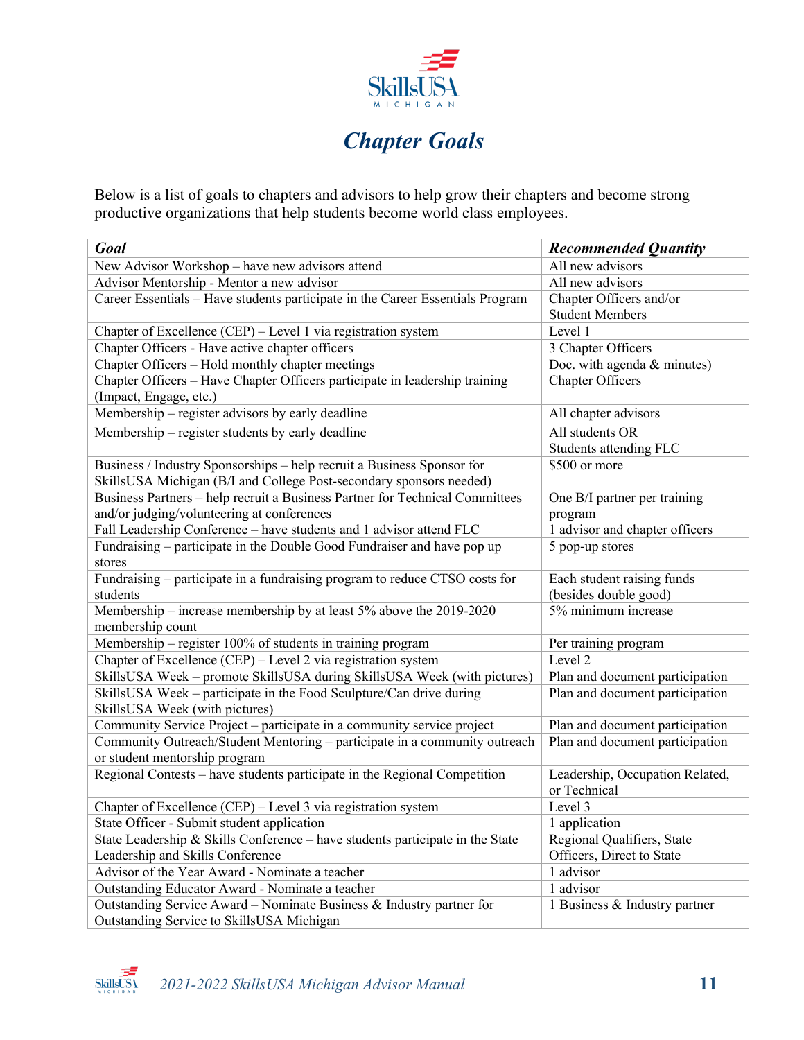# Chapter Goals

Below is a list of goals to chapters and advisors to help grow their chapters and become strong productive organizations that help students become world class employees.

| *Goal* | *Recommended Quantity* |
|---|---|
| New Advisor Workshop – have new advisors attend | All new advisors |
| Advisor Mentorship - Mentor a new advisor | All new advisors |
| Career Essentials – Have students participate in the Career Essentials Program | Chapter Officers and/or Student Members |
| Chapter of Excellence (CEP) – Level 1 via registration system | Level 1 |
| Chapter Officers - Have active chapter officers | 3 Chapter Officers |
| Chapter Officers – Hold monthly chapter meetings | Doc. with agenda & minutes) |
| Chapter Officers – Have Chapter Officers participate in leadership training (Impact, Engage, etc.) | Chapter Officers |
| Membership – register advisors by early deadline | All chapter advisors |
| Membership – register students by early deadline | All students OR Students attending FLC |
| Business / Industry Sponsorships – help recruit a Business Sponsor for SkillsUSA Michigan (B/I and College Post-secondary sponsors needed) | $500 or more |
| Business Partners – help recruit a Business Partner for Technical Committees and/or judging/volunteering at conferences | One B/I partner per training program |
| Fall Leadership Conference – have students and 1 advisor attend FLC | 1 advisor and chapter officers |
| Fundraising – participate in the Double Good Fundraiser and have pop up stores | 5 pop-up stores |
| Fundraising – participate in a fundraising program to reduce CTSO costs for students | Each student raising funds (besides double good) |
| Membership – increase membership by at least 5% above the 2019-2020 membership count | 5% minimum increase |
| Membership – register 100% of students in training program | Per training program |
| Chapter of Excellence (CEP) – Level 2 via registration system | Level 2 |
| SkillsUSA Week – promote SkillsUSA during SkillsUSA Week (with pictures) | Plan and document participation |
| SkillsUSA Week – participate in the Food Sculpture/Can drive during SkillsUSA Week (with pictures) | Plan and document participation |
| Community Service Project – participate in a community service project | Plan and document participation |
| Community Outreach/Student Mentoring – participate in a community outreach or student mentorship program | Plan and document participation |
| Regional Contests – have students participate in the Regional Competition | Leadership, Occupation Related, or Technical |
| Chapter of Excellence (CEP) – Level 3 via registration system | Level 3 |
| State Officer - Submit student application | 1 application |
| State Leadership & Skills Conference – have students participate in the State Leadership and Skills Conference | Regional Qualifiers, State Officers, Direct to State |
| Advisor of the Year Award - Nominate a teacher | 1 advisor |
| Outstanding Educator Award - Nominate a teacher | 1 advisor |
| Outstanding Service Award – Nominate Business & Industry partner for Outstanding Service to SkillsUSA Michigan | 1 Business & Industry partner |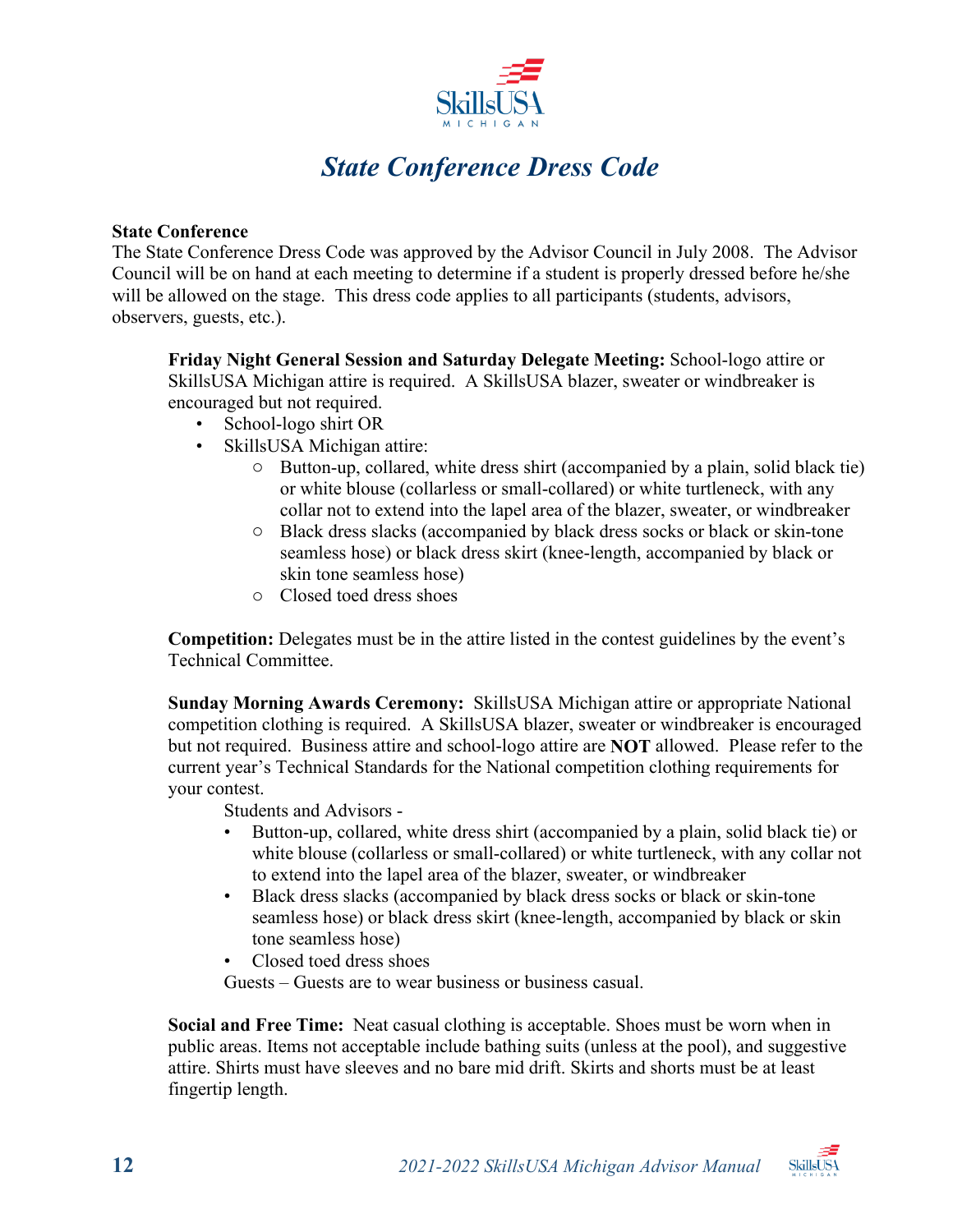# *State Conference Dress Code*

**State Conference**

The State Conference Dress Code was approved by the Advisor Council in July 2008. The Advisor Council will be on hand at each meeting to determine if a student is properly dressed before he/she will be allowed on the stage. This dress code applies to all participants (students, advisors, observers, guests, etc.).

**Friday Night General Session and Saturday Delegate Meeting:** School-logo attire or SkillsUSA Michigan attire is required. A SkillsUSA blazer, sweater or windbreaker is encouraged but not required.

- School-logo shirt OR
- SkillsUSA Michigan attire:
  - Button-up, collared, white dress shirt (accompanied by a plain, solid black tie) or white blouse (collarless or small-collared) or white turtleneck, with any collar not to extend into the lapel area of the blazer, sweater, or windbreaker
  - Black dress slacks (accompanied by black dress socks or black or skin-tone seamless hose) or black dress skirt (knee-length, accompanied by black or skin tone seamless hose)
  - Closed toed dress shoes

**Competition:** Delegates must be in the attire listed in the contest guidelines by the event's Technical Committee.

**Sunday Morning Awards Ceremony:** SkillsUSA Michigan attire or appropriate National competition clothing is required. A SkillsUSA blazer, sweater or windbreaker is encouraged but not required. Business attire and school-logo attire are **NOT** allowed. Please refer to the current year's Technical Standards for the National competition clothing requirements for your contest.

Students and Advisors -

- Button-up, collared, white dress shirt (accompanied by a plain, solid black tie) or white blouse (collarless or small-collared) or white turtleneck, with any collar not to extend into the lapel area of the blazer, sweater, or windbreaker
- Black dress slacks (accompanied by black dress socks or black or skin-tone seamless hose) or black dress skirt (knee-length, accompanied by black or skin tone seamless hose)
- Closed toed dress shoes

Guests – Guests are to wear business or business casual.

**Social and Free Time:** Neat casual clothing is acceptable. Shoes must be worn when in public areas. Items not acceptable include bathing suits (unless at the pool), and suggestive attire. Shirts must have sleeves and no bare mid drift. Skirts and shorts must be at least fingertip length.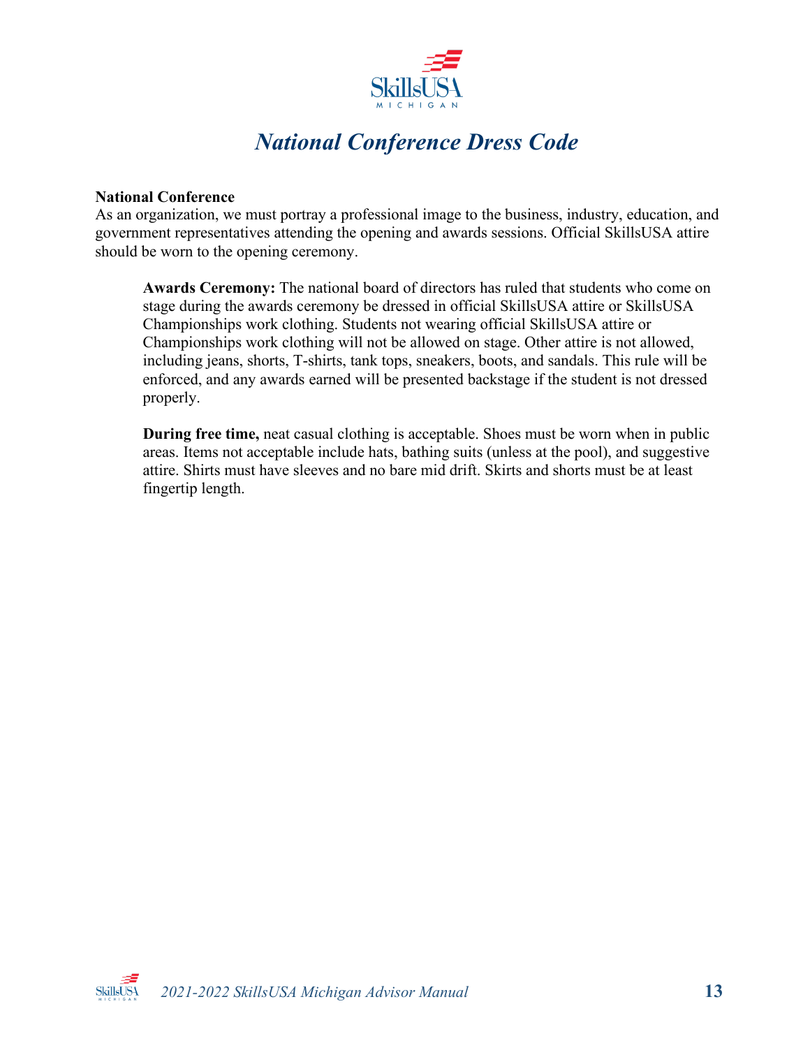# *National Conference Dress Code*

**National Conference**

As an organization, we must portray a professional image to the business, industry, education, and government representatives attending the opening and awards sessions. Official SkillsUSA attire should be worn to the opening ceremony.

> **Awards Ceremony:** The national board of directors has ruled that students who come on stage during the awards ceremony be dressed in official SkillsUSA attire or SkillsUSA Championships work clothing. Students not wearing official SkillsUSA attire or Championships work clothing will not be allowed on stage. Other attire is not allowed, including jeans, shorts, T-shirts, tank tops, sneakers, boots, and sandals. This rule will be enforced, and any awards earned will be presented backstage if the student is not dressed properly.
>
> **During free time,** neat casual clothing is acceptable. Shoes must be worn when in public areas. Items not acceptable include hats, bathing suits (unless at the pool), and suggestive attire. Shirts must have sleeves and no bare mid drift. Skirts and shorts must be at least fingertip length.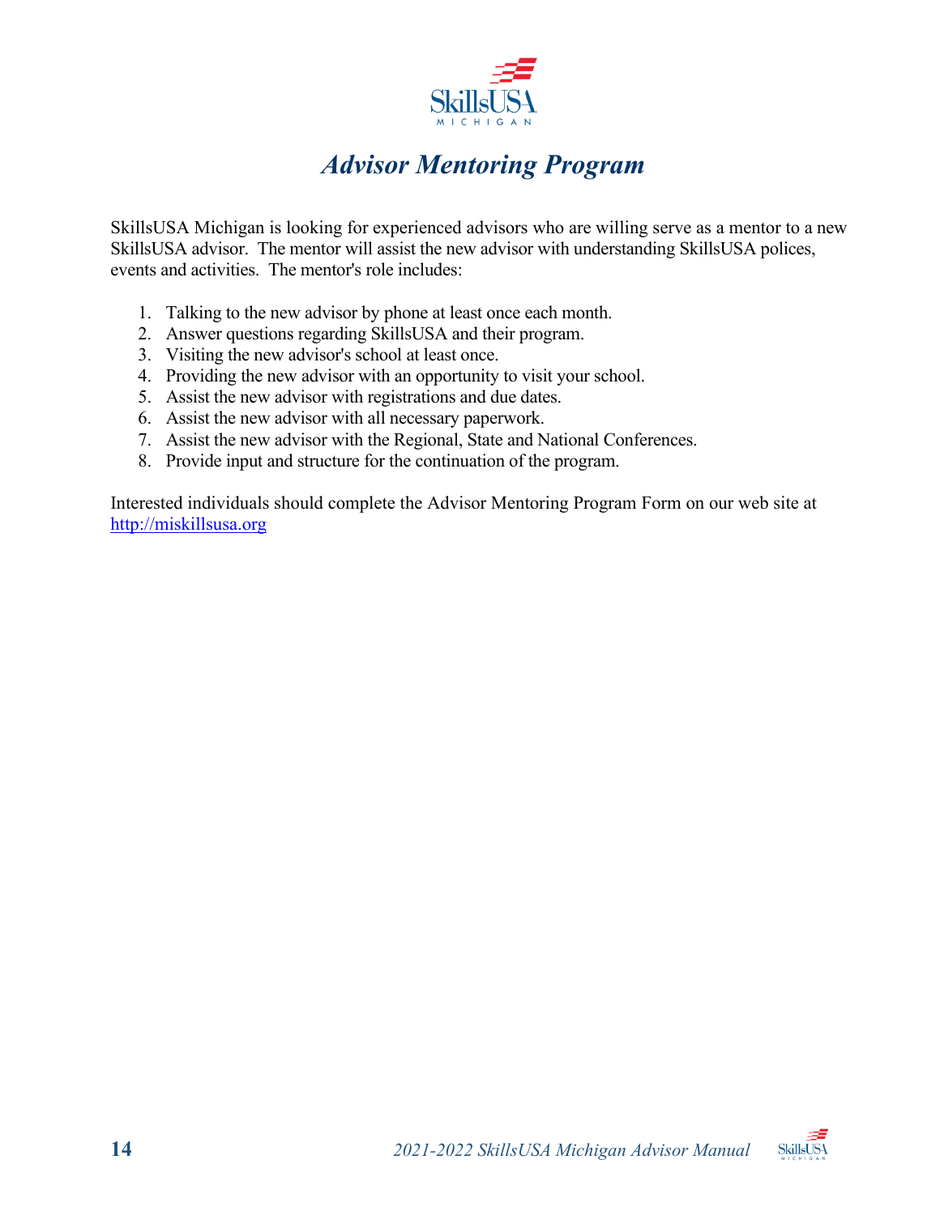# Advisor Mentoring Program

SkillsUSA Michigan is looking for experienced advisors who are willing serve as a mentor to a new SkillsUSA advisor. The mentor will assist the new advisor with understanding SkillsUSA polices, events and activities. The mentor's role includes:

1. Talking to the new advisor by phone at least once each month.
2. Answer questions regarding SkillsUSA and their program.
3. Visiting the new advisor's school at least once.
4. Providing the new advisor with an opportunity to visit your school.
5. Assist the new advisor with registrations and due dates.
6. Assist the new advisor with all necessary paperwork.
7. Assist the new advisor with the Regional, State and National Conferences.
8. Provide input and structure for the continuation of the program.

Interested individuals should complete the Advisor Mentoring Program Form on our web site at [http://miskillsusa.org](http://miskillsusa.org)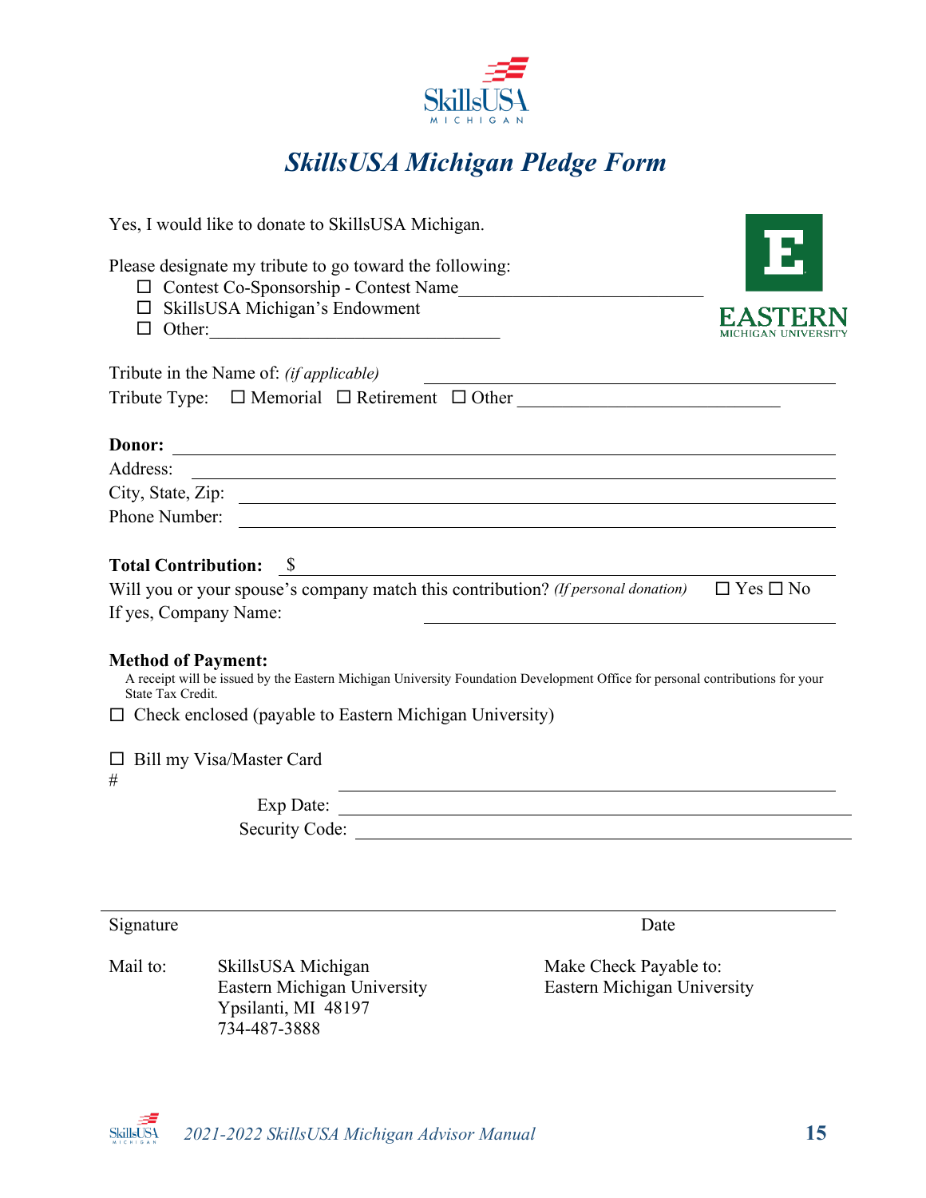# *SkillsUSA Michigan Pledge Form*

Yes, I would like to donate to SkillsUSA Michigan.

Please designate my tribute to go toward the following:

- ☐ Contest Co-Sponsorship - Contest Name____________________________
- ☐ SkillsUSA Michigan's Endowment
- ☐ Other:________________________________

Tribute in the Name of: *(if applicable)* ______________________________________

Tribute Type: ☐ Memorial ☐ Retirement ☐ Other ______________________________

**Donor:** ________________________________________________________________

Address: ______________________________________________________________

City, State, Zip: __________________________________________________________

Phone Number: ___________________________________________________________

**Total Contribution:** $ ___________________________________________________

Will you or your spouse's company match this contribution? *(If personal donation)* ☐ Yes ☐ No

If yes, Company Name: ______________________________________

**Method of Payment:**

A receipt will be issued by the Eastern Michigan University Foundation Development Office for personal contributions for your State Tax Credit.

☐ Check enclosed (payable to Eastern Michigan University)

☐ Bill my Visa/Master Card

\# ______________________________________________

Exp Date: ______________________________________________

Security Code: ______________________________________________

______________________________________________________________

Signature Date

Mail to:

SkillsUSA Michigan
Eastern Michigan University
Ypsilanti, MI 48197
734-487-3888

Make Check Payable to:
Eastern Michigan University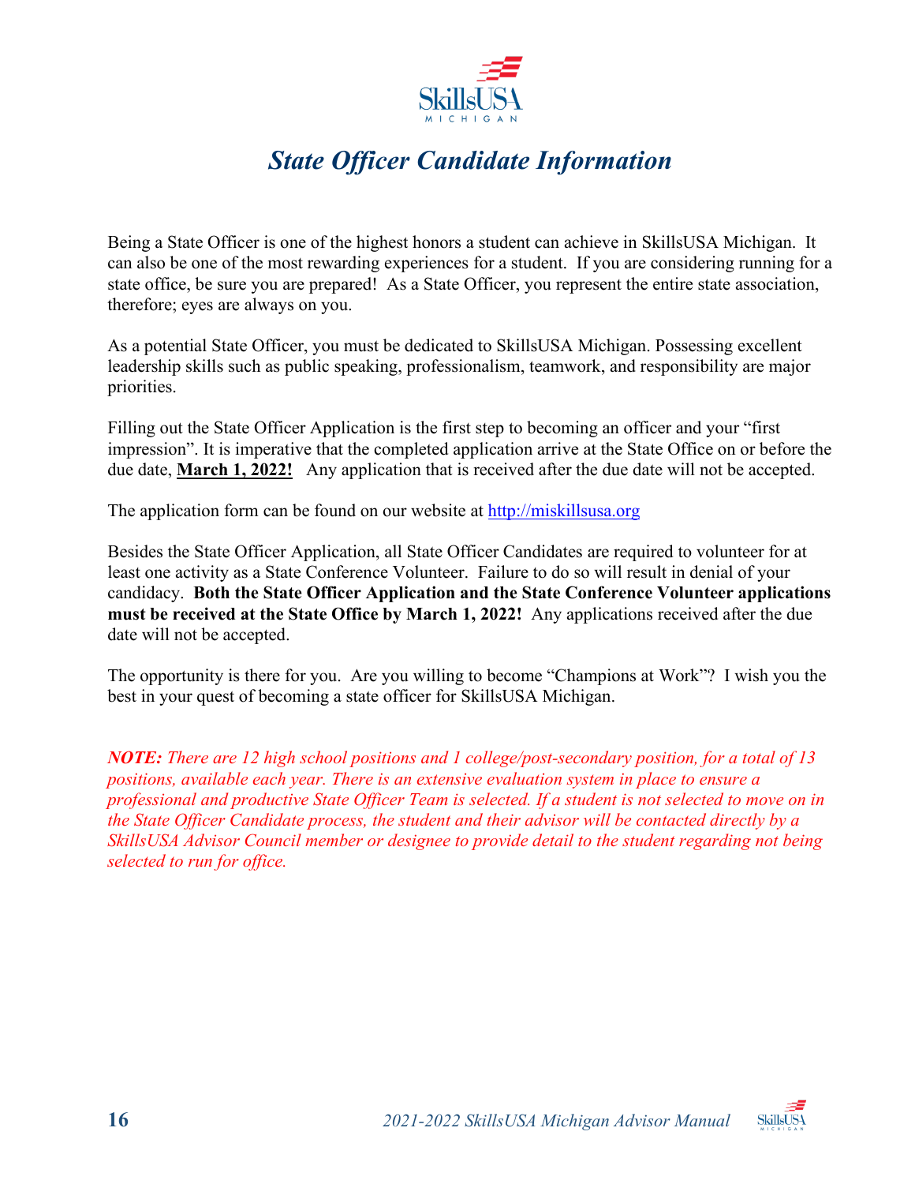# *State Officer Candidate Information*

Being a State Officer is one of the highest honors a student can achieve in SkillsUSA Michigan. It can also be one of the most rewarding experiences for a student. If you are considering running for a state office, be sure you are prepared! As a State Officer, you represent the entire state association, therefore; eyes are always on you.

As a potential State Officer, you must be dedicated to SkillsUSA Michigan. Possessing excellent leadership skills such as public speaking, professionalism, teamwork, and responsibility are major priorities.

Filling out the State Officer Application is the first step to becoming an officer and your "first impression". It is imperative that the completed application arrive at the State Office on or before the due date, **March 1, 2022!** Any application that is received after the due date will not be accepted.

The application form can be found on our website at [http://miskillsusa.org](http://miskillsusa.org)

Besides the State Officer Application, all State Officer Candidates are required to volunteer for at least one activity as a State Conference Volunteer. Failure to do so will result in denial of your candidacy. **Both the State Officer Application and the State Conference Volunteer applications must be received at the State Office by March 1, 2022!** Any applications received after the due date will not be accepted.

The opportunity is there for you. Are you willing to become "Champions at Work"? I wish you the best in your quest of becoming a state officer for SkillsUSA Michigan.

***NOTE:*** *There are 12 high school positions and 1 college/post-secondary position, for a total of 13 positions, available each year. There is an extensive evaluation system in place to ensure a professional and productive State Officer Team is selected. If a student is not selected to move on in the State Officer Candidate process, the student and their advisor will be contacted directly by a SkillsUSA Advisor Council member or designee to provide detail to the student regarding not being selected to run for office.*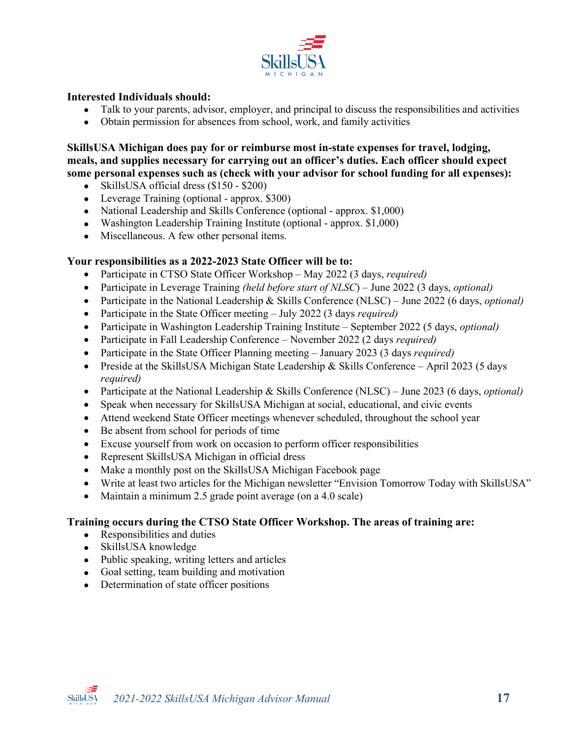**Interested Individuals should:**

- Talk to your parents, advisor, employer, and principal to discuss the responsibilities and activities
- Obtain permission for absences from school, work, and family activities

**SkillsUSA Michigan does pay for or reimburse most in-state expenses for travel, lodging, meals, and supplies necessary for carrying out an officer's duties. Each officer should expect some personal expenses such as (check with your advisor for school funding for all expenses):**

- SkillsUSA official dress ($150 - $200)
- Leverage Training (optional - approx. $300)
- National Leadership and Skills Conference (optional - approx. $1,000)
- Washington Leadership Training Institute (optional - approx. $1,000)
- Miscellaneous. A few other personal items.

**Your responsibilities as a 2022-2023 State Officer will be to:**

- Participate in CTSO State Officer Workshop – May 2022 (3 days, *required)*
- Participate in Leverage Training *(held before start of NLSC*) – June 2022 (3 days, *optional)*
- Participate in the National Leadership & Skills Conference (NLSC) – June 2022 (6 days, *optional)*
- Participate in the State Officer meeting – July 2022 (3 days *required)*
- Participate in Washington Leadership Training Institute – September 2022 (5 days, *optional)*
- Participate in Fall Leadership Conference – November 2022 (2 days *required)*
- Participate in the State Officer Planning meeting – January 2023 (3 days *required)*
- Preside at the SkillsUSA Michigan State Leadership & Skills Conference – April 2023 (5 days *required)*
- Participate at the National Leadership & Skills Conference (NLSC) – June 2023 (6 days, *optional)*
- Speak when necessary for SkillsUSA Michigan at social, educational, and civic events
- Attend weekend State Officer meetings whenever scheduled, throughout the school year
- Be absent from school for periods of time
- Excuse yourself from work on occasion to perform officer responsibilities
- Represent SkillsUSA Michigan in official dress
- Make a monthly post on the SkillsUSA Michigan Facebook page
- Write at least two articles for the Michigan newsletter "Envision Tomorrow Today with SkillsUSA"
- Maintain a minimum 2.5 grade point average (on a 4.0 scale)

**Training occurs during the CTSO State Officer Workshop. The areas of training are:**

- Responsibilities and duties
- SkillsUSA knowledge
- Public speaking, writing letters and articles
- Goal setting, team building and motivation
- Determination of state officer positions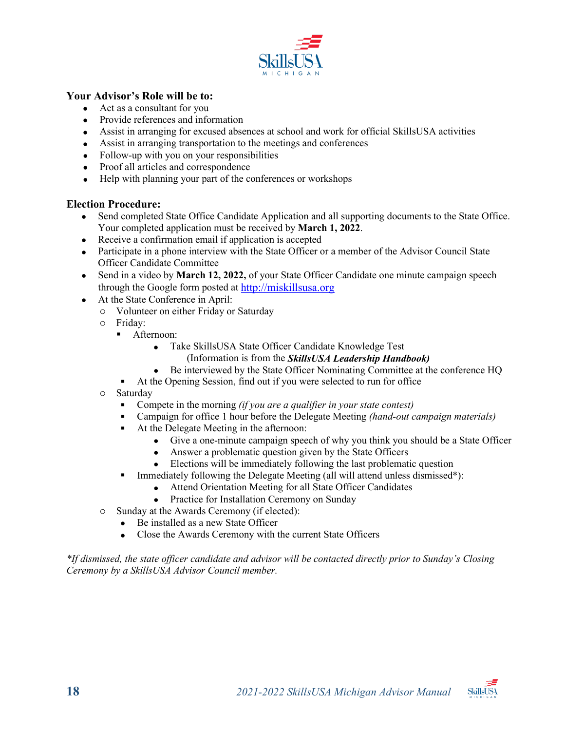**Your Advisor's Role will be to:**

- Act as a consultant for you
- Provide references and information
- Assist in arranging for excused absences at school and work for official SkillsUSA activities
- Assist in arranging transportation to the meetings and conferences
- Follow-up with you on your responsibilities
- Proof all articles and correspondence
- Help with planning your part of the conferences or workshops

**Election Procedure:**

- Send completed State Office Candidate Application and all supporting documents to the State Office. Your completed application must be received by **March 1, 2022**.
- Receive a confirmation email if application is accepted
- Participate in a phone interview with the State Officer or a member of the Advisor Council State Officer Candidate Committee
- Send in a video by **March 12, 2022,** of your State Officer Candidate one minute campaign speech through the Google form posted at [http://miskillsusa.org](http://miskillsusa.org)
- At the State Conference in April:
  - Volunteer on either Friday or Saturday
  - Friday:
    - Afternoon:
      - Take SkillsUSA State Officer Candidate Knowledge Test (Information is from the ***SkillsUSA Leadership Handbook)***
      - Be interviewed by the State Officer Nominating Committee at the conference HQ
    - At the Opening Session, find out if you were selected to run for office
  - Saturday
    - Compete in the morning *(if you are a qualifier in your state contest)*
    - Campaign for office 1 hour before the Delegate Meeting *(hand-out campaign materials)*
    - At the Delegate Meeting in the afternoon:
      - Give a one-minute campaign speech of why you think you should be a State Officer
      - Answer a problematic question given by the State Officers
      - Elections will be immediately following the last problematic question
    - Immediately following the Delegate Meeting (all will attend unless dismissed*):
      - Attend Orientation Meeting for all State Officer Candidates
      - Practice for Installation Ceremony on Sunday
  - Sunday at the Awards Ceremony (if elected):
    - Be installed as a new State Officer
    - Close the Awards Ceremony with the current State Officers

*\*If dismissed, the state officer candidate and advisor will be contacted directly prior to Sunday's Closing Ceremony by a SkillsUSA Advisor Council member.*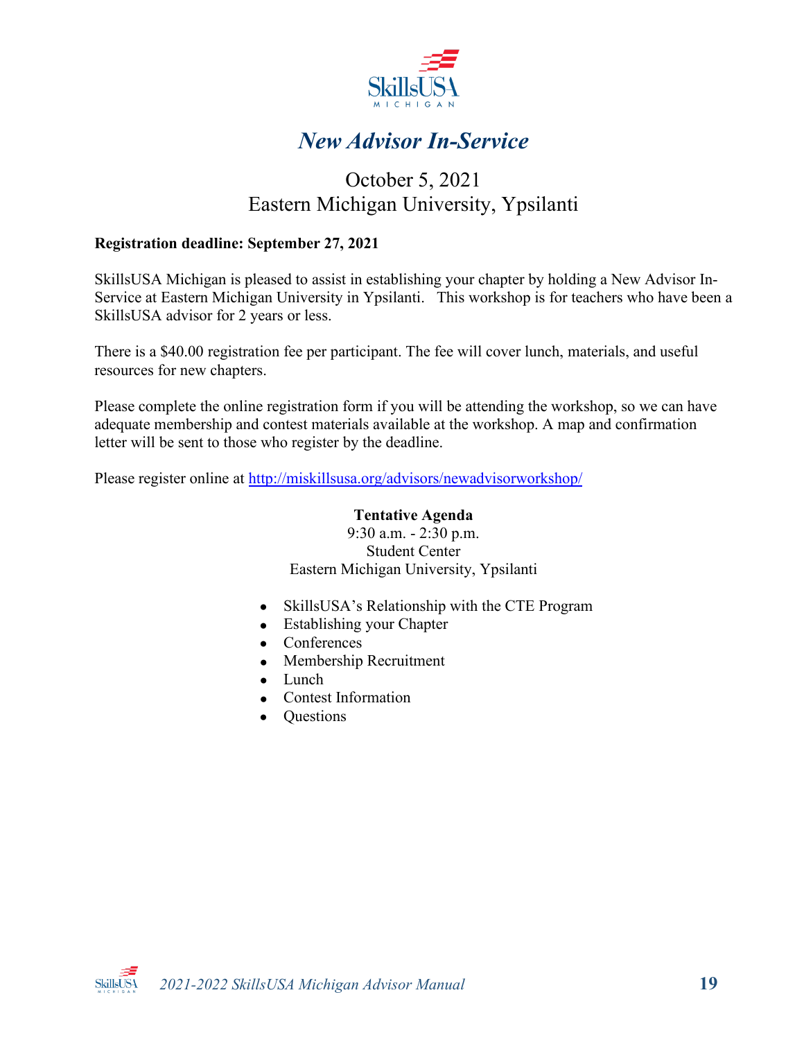# *New Advisor In-Service*

October 5, 2021
Eastern Michigan University, Ypsilanti

**Registration deadline: September 27, 2021**

SkillsUSA Michigan is pleased to assist in establishing your chapter by holding a New Advisor In-Service at Eastern Michigan University in Ypsilanti. This workshop is for teachers who have been a SkillsUSA advisor for 2 years or less.

There is a $40.00 registration fee per participant. The fee will cover lunch, materials, and useful resources for new chapters.

Please complete the online registration form if you will be attending the workshop, so we can have adequate membership and contest materials available at the workshop. A map and confirmation letter will be sent to those who register by the deadline.

Please register online at http://miskillsusa.org/advisors/newadvisorworkshop/

**Tentative Agenda**
9:30 a.m. - 2:30 p.m.
Student Center
Eastern Michigan University, Ypsilanti

- SkillsUSA's Relationship with the CTE Program
- Establishing your Chapter
- Conferences
- Membership Recruitment
- Lunch
- Contest Information
- Questions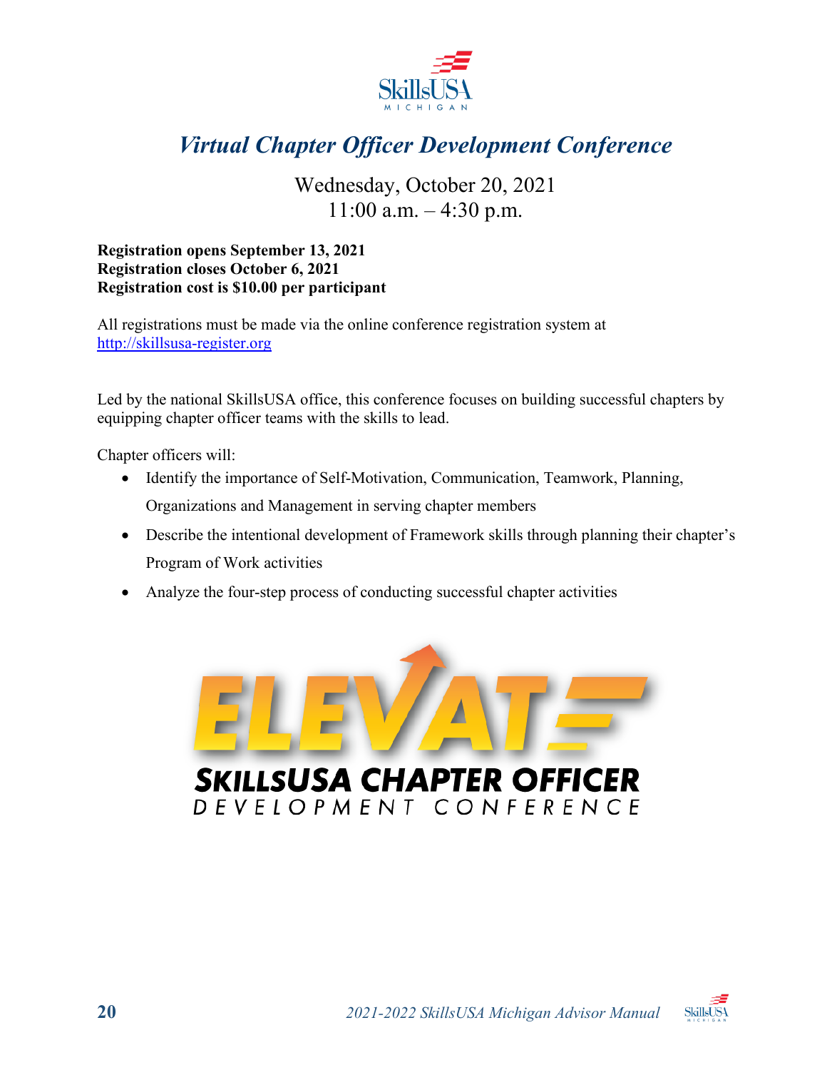# Virtual Chapter Officer Development Conference

Wednesday, October 20, 2021
11:00 a.m. – 4:30 p.m.

**Registration opens September 13, 2021**
**Registration closes October 6, 2021**
**Registration cost is $10.00 per participant**

All registrations must be made via the online conference registration system at http://skillsusa-register.org

Led by the national SkillsUSA office, this conference focuses on building successful chapters by equipping chapter officer teams with the skills to lead.

Chapter officers will:

- Identify the importance of Self-Motivation, Communication, Teamwork, Planning, Organizations and Management in serving chapter members
- Describe the intentional development of Framework skills through planning their chapter's Program of Work activities
- Analyze the four-step process of conducting successful chapter activities

ELEVATE
SKILLSUSA CHAPTER OFFICER
DEVELOPMENT CONFERENCE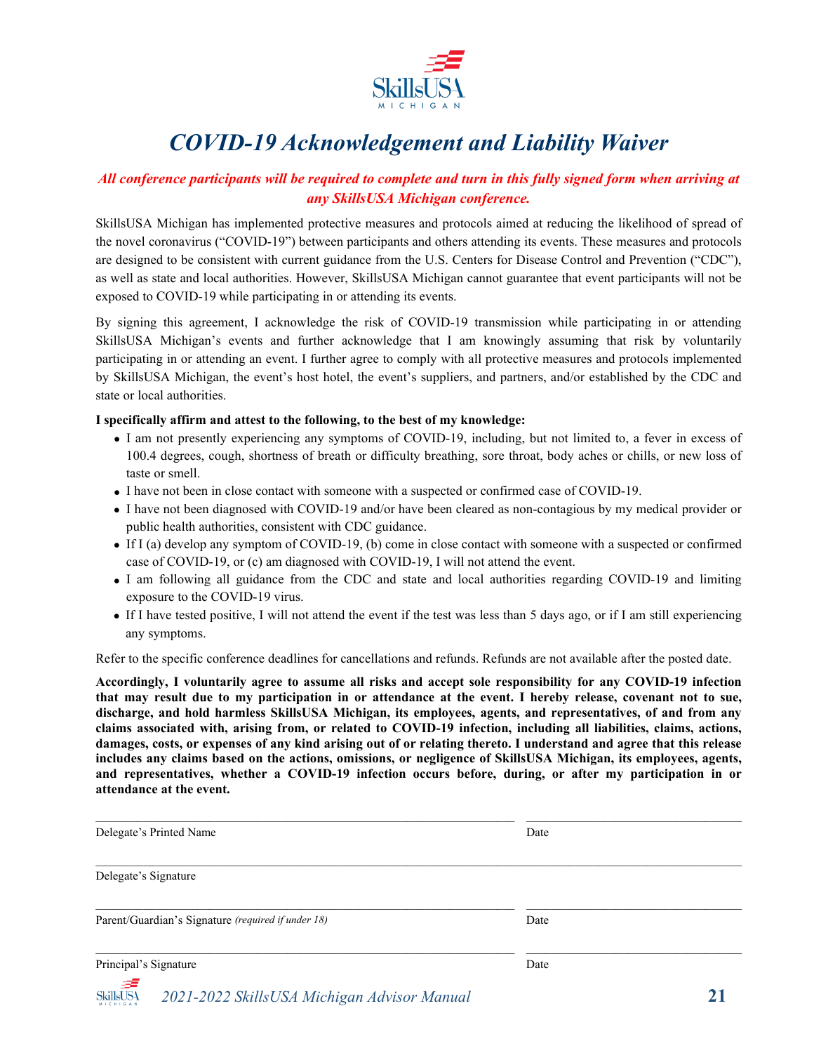# *COVID-19 Acknowledgement and Liability Waiver*

***All conference participants will be required to complete and turn in this fully signed form when arriving at any SkillsUSA Michigan conference.***

SkillsUSA Michigan has implemented protective measures and protocols aimed at reducing the likelihood of spread of the novel coronavirus ("COVID-19") between participants and others attending its events. These measures and protocols are designed to be consistent with current guidance from the U.S. Centers for Disease Control and Prevention ("CDC"), as well as state and local authorities. However, SkillsUSA Michigan cannot guarantee that event participants will not be exposed to COVID-19 while participating in or attending its events.

By signing this agreement, I acknowledge the risk of COVID-19 transmission while participating in or attending SkillsUSA Michigan's events and further acknowledge that I am knowingly assuming that risk by voluntarily participating in or attending an event. I further agree to comply with all protective measures and protocols implemented by SkillsUSA Michigan, the event's host hotel, the event's suppliers, and partners, and/or established by the CDC and state or local authorities.

**I specifically affirm and attest to the following, to the best of my knowledge:**

- I am not presently experiencing any symptoms of COVID-19, including, but not limited to, a fever in excess of 100.4 degrees, cough, shortness of breath or difficulty breathing, sore throat, body aches or chills, or new loss of taste or smell.
- I have not been in close contact with someone with a suspected or confirmed case of COVID-19.
- I have not been diagnosed with COVID-19 and/or have been cleared as non-contagious by my medical provider or public health authorities, consistent with CDC guidance.
- If I (a) develop any symptom of COVID-19, (b) come in close contact with someone with a suspected or confirmed case of COVID-19, or (c) am diagnosed with COVID-19, I will not attend the event.
- I am following all guidance from the CDC and state and local authorities regarding COVID-19 and limiting exposure to the COVID-19 virus.
- If I have tested positive, I will not attend the event if the test was less than 5 days ago, or if I am still experiencing any symptoms.

Refer to the specific conference deadlines for cancellations and refunds. Refunds are not available after the posted date.

**Accordingly, I voluntarily agree to assume all risks and accept sole responsibility for any COVID-19 infection that may result due to my participation in or attendance at the event. I hereby release, covenant not to sue, discharge, and hold harmless SkillsUSA Michigan, its employees, agents, and representatives, of and from any claims associated with, arising from, or related to COVID-19 infection, including all liabilities, claims, actions, damages, costs, or expenses of any kind arising out of or relating thereto. I understand and agree that this release includes any claims based on the actions, omissions, or negligence of SkillsUSA Michigan, its employees, agents, and representatives, whether a COVID-19 infection occurs before, during, or after my participation in or attendance at the event.**

______________________________________________ ______________________

Delegate's Printed Name Date

______________________________________________

Delegate's Signature

______________________________________________ ______________________

Parent/Guardian's Signature *(required if under 18)* Date

______________________________________________ ______________________

Principal's Signature Date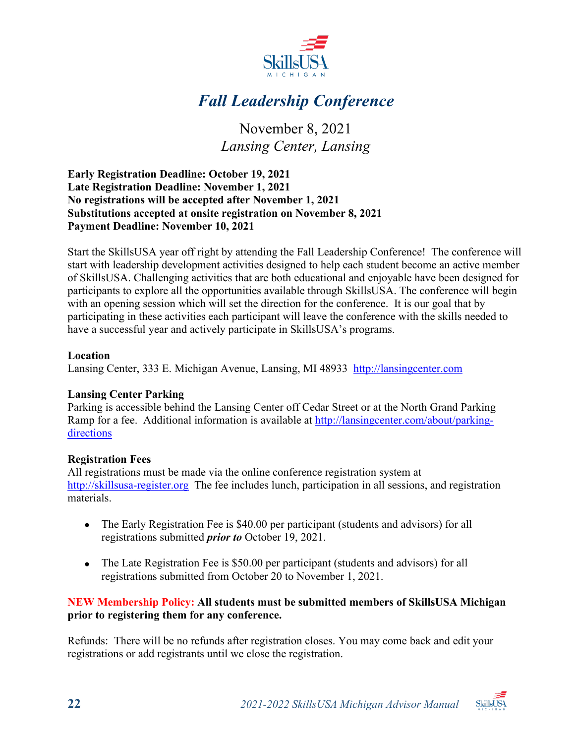# *Fall Leadership Conference*

November 8, 2021
*Lansing Center, Lansing*

**Early Registration Deadline: October 19, 2021**
**Late Registration Deadline: November 1, 2021**
**No registrations will be accepted after November 1, 2021**
**Substitutions accepted at onsite registration on November 8, 2021**
**Payment Deadline: November 10, 2021**

Start the SkillsUSA year off right by attending the Fall Leadership Conference! The conference will start with leadership development activities designed to help each student become an active member of SkillsUSA. Challenging activities that are both educational and enjoyable have been designed for participants to explore all the opportunities available through SkillsUSA. The conference will begin with an opening session which will set the direction for the conference. It is our goal that by participating in these activities each participant will leave the conference with the skills needed to have a successful year and actively participate in SkillsUSA's programs.

**Location**
Lansing Center, 333 E. Michigan Avenue, Lansing, MI 48933 [http://lansingcenter.com](http://lansingcenter.com)

**Lansing Center Parking**
Parking is accessible behind the Lansing Center off Cedar Street or at the North Grand Parking Ramp for a fee. Additional information is available at [http://lansingcenter.com/about/parking-directions](http://lansingcenter.com/about/parking-directions)

**Registration Fees**
All registrations must be made via the online conference registration system at [http://skillsusa-register.org](http://skillsusa-register.org) The fee includes lunch, participation in all sessions, and registration materials.

- The Early Registration Fee is $40.00 per participant (students and advisors) for all registrations submitted ***prior to*** October 19, 2021.
- The Late Registration Fee is $50.00 per participant (students and advisors) for all registrations submitted from October 20 to November 1, 2021.

**NEW Membership Policy: All students must be submitted members of SkillsUSA Michigan prior to registering them for any conference.**

Refunds: There will be no refunds after registration closes. You may come back and edit your registrations or add registrants until we close the registration.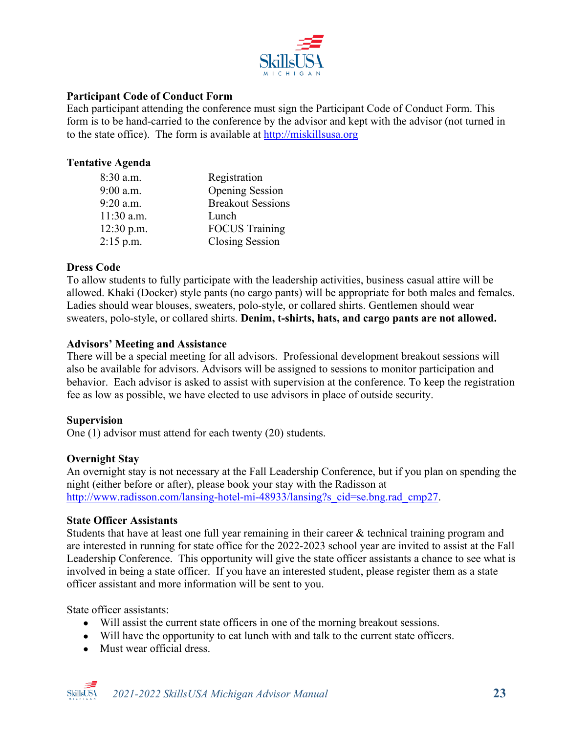**Participant Code of Conduct Form**
Each participant attending the conference must sign the Participant Code of Conduct Form. This form is to be hand-carried to the conference by the advisor and kept with the advisor (not turned in to the state office). The form is available at http://miskillsusa.org

**Tentative Agenda**

| | |
|---|---|
| 8:30 a.m. | Registration |
| 9:00 a.m. | Opening Session |
| 9:20 a.m. | Breakout Sessions |
| 11:30 a.m. | Lunch |
| 12:30 p.m. | FOCUS Training |
| 2:15 p.m. | Closing Session |

**Dress Code**
To allow students to fully participate with the leadership activities, business casual attire will be allowed. Khaki (Docker) style pants (no cargo pants) will be appropriate for both males and females. Ladies should wear blouses, sweaters, polo-style, or collared shirts. Gentlemen should wear sweaters, polo-style, or collared shirts. **Denim, t-shirts, hats, and cargo pants are not allowed.**

**Advisors' Meeting and Assistance**
There will be a special meeting for all advisors. Professional development breakout sessions will also be available for advisors. Advisors will be assigned to sessions to monitor participation and behavior. Each advisor is asked to assist with supervision at the conference. To keep the registration fee as low as possible, we have elected to use advisors in place of outside security.

**Supervision**
One (1) advisor must attend for each twenty (20) students.

**Overnight Stay**
An overnight stay is not necessary at the Fall Leadership Conference, but if you plan on spending the night (either before or after), please book your stay with the Radisson at http://www.radisson.com/lansing-hotel-mi-48933/lansing?s_cid=se.bng.rad_cmp27.

**State Officer Assistants**
Students that have at least one full year remaining in their career & technical training program and are interested in running for state office for the 2022-2023 school year are invited to assist at the Fall Leadership Conference. This opportunity will give the state officer assistants a chance to see what is involved in being a state officer. If you have an interested student, please register them as a state officer assistant and more information will be sent to you.

State officer assistants:

- Will assist the current state officers in one of the morning breakout sessions.
- Will have the opportunity to eat lunch with and talk to the current state officers.
- Must wear official dress.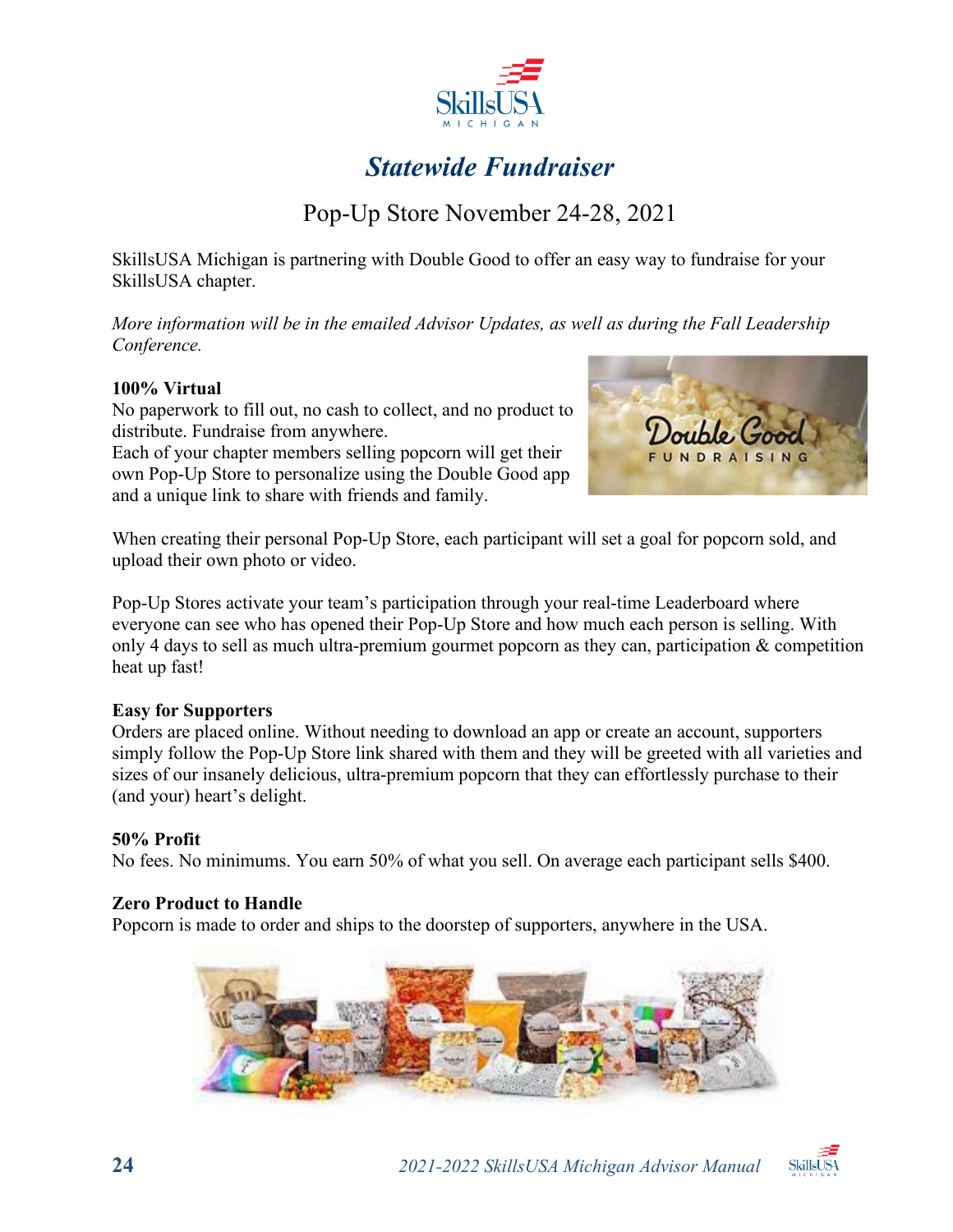# *Statewide Fundraiser*

## Pop-Up Store November 24-28, 2021

SkillsUSA Michigan is partnering with Double Good to offer an easy way to fundraise for your SkillsUSA chapter.

*More information will be in the emailed Advisor Updates, as well as during the Fall Leadership Conference.*

**100% Virtual**
No paperwork to fill out, no cash to collect, and no product to distribute. Fundraise from anywhere.
Each of your chapter members selling popcorn will get their own Pop-Up Store to personalize using the Double Good app and a unique link to share with friends and family.

When creating their personal Pop-Up Store, each participant will set a goal for popcorn sold, and upload their own photo or video.

Pop-Up Stores activate your team's participation through your real-time Leaderboard where everyone can see who has opened their Pop-Up Store and how much each person is selling. With only 4 days to sell as much ultra-premium gourmet popcorn as they can, participation & competition heat up fast!

**Easy for Supporters**
Orders are placed online. Without needing to download an app or create an account, supporters simply follow the Pop-Up Store link shared with them and they will be greeted with all varieties and sizes of our insanely delicious, ultra-premium popcorn that they can effortlessly purchase to their (and your) heart's delight.

**50% Profit**
No fees. No minimums. You earn 50% of what you sell. On average each participant sells $400.

**Zero Product to Handle**
Popcorn is made to order and ships to the doorstep of supporters, anywhere in the USA.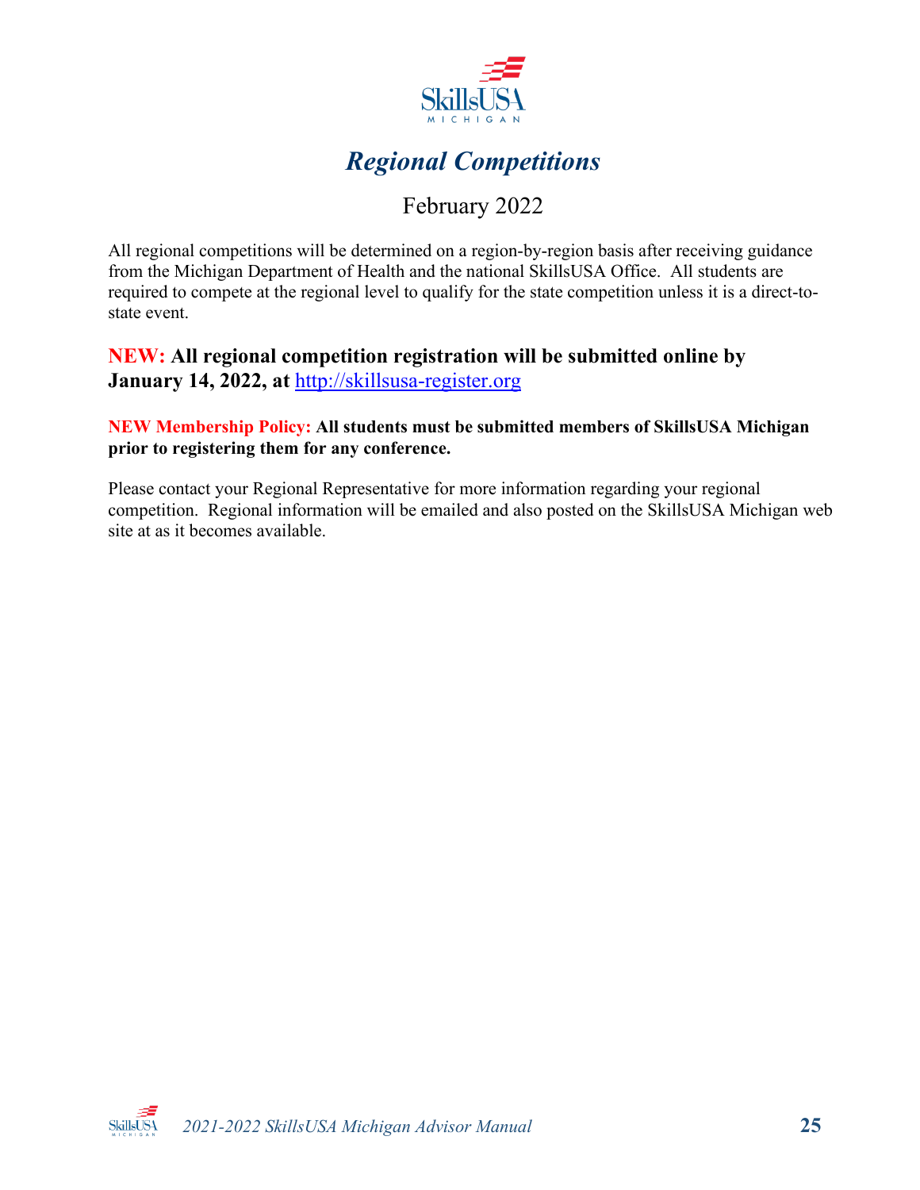# *Regional Competitions*

February 2022

All regional competitions will be determined on a region-by-region basis after receiving guidance from the Michigan Department of Health and the national SkillsUSA Office. All students are required to compete at the regional level to qualify for the state competition unless it is a direct-to-state event.

**NEW: All regional competition registration will be submitted online by January 14, 2022, at** [http://skillsusa-register.org](http://skillsusa-register.org)

**NEW Membership Policy: All students must be submitted members of SkillsUSA Michigan prior to registering them for any conference.**

Please contact your Regional Representative for more information regarding your regional competition. Regional information will be emailed and also posted on the SkillsUSA Michigan web site at as it becomes available.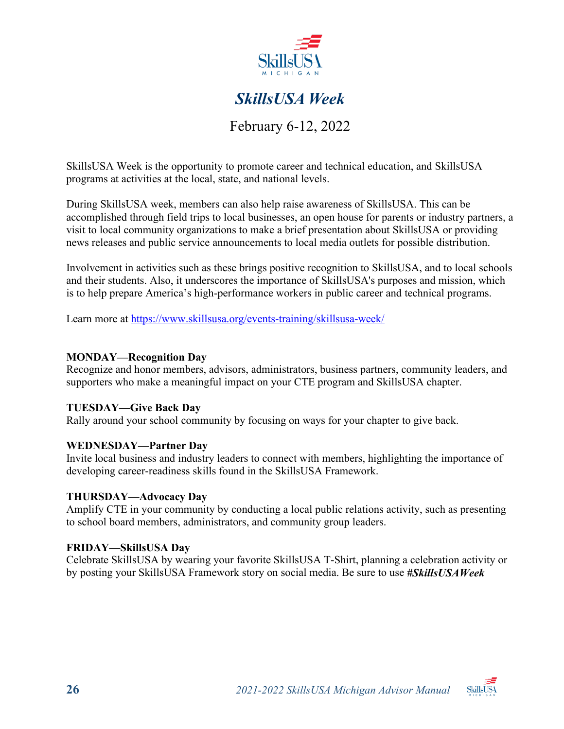# *SkillsUSA Week*

February 6-12, 2022

SkillsUSA Week is the opportunity to promote career and technical education, and SkillsUSA programs at activities at the local, state, and national levels.

During SkillsUSA week, members can also help raise awareness of SkillsUSA. This can be accomplished through field trips to local businesses, an open house for parents or industry partners, a visit to local community organizations to make a brief presentation about SkillsUSA or providing news releases and public service announcements to local media outlets for possible distribution.

Involvement in activities such as these brings positive recognition to SkillsUSA, and to local schools and their students. Also, it underscores the importance of SkillsUSA's purposes and mission, which is to help prepare America's high-performance workers in public career and technical programs.

Learn more at https://www.skillsusa.org/events-training/skillsusa-week/

**MONDAY—Recognition Day**
Recognize and honor members, advisors, administrators, business partners, community leaders, and supporters who make a meaningful impact on your CTE program and SkillsUSA chapter.

**TUESDAY—Give Back Day**
Rally around your school community by focusing on ways for your chapter to give back.

**WEDNESDAY—Partner Day**
Invite local business and industry leaders to connect with members, highlighting the importance of developing career-readiness skills found in the SkillsUSA Framework.

**THURSDAY—Advocacy Day**
Amplify CTE in your community by conducting a local public relations activity, such as presenting to school board members, administrators, and community group leaders.

**FRIDAY—SkillsUSA Day**
Celebrate SkillsUSA by wearing your favorite SkillsUSA T-Shirt, planning a celebration activity or by posting your SkillsUSA Framework story on social media. Be sure to use ***#SkillsUSAWeek***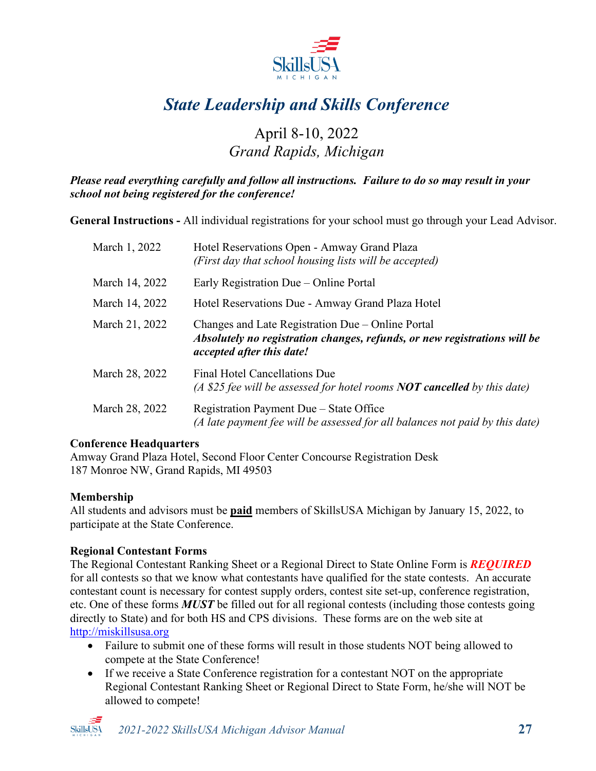# *State Leadership and Skills Conference*

April 8-10, 2022
*Grand Rapids, Michigan*

***Please read everything carefully and follow all instructions. Failure to do so may result in your school not being registered for the conference!***

**General Instructions -** All individual registrations for your school must go through your Lead Advisor.

| | |
|---|---|
| March 1, 2022 | Hotel Reservations Open - Amway Grand Plaza<br>*(First day that school housing lists will be accepted)* |
| March 14, 2022 | Early Registration Due – Online Portal |
| March 14, 2022 | Hotel Reservations Due - Amway Grand Plaza Hotel |
| March 21, 2022 | Changes and Late Registration Due – Online Portal<br>***Absolutely no registration changes, refunds, or new registrations will be accepted after this date!*** |
| March 28, 2022 | Final Hotel Cancellations Due<br>*(A $25 fee will be assessed for hotel rooms **NOT cancelled** by this date)* |
| March 28, 2022 | Registration Payment Due – State Office<br>*(A late payment fee will be assessed for all balances not paid by this date)* |

**Conference Headquarters**
Amway Grand Plaza Hotel, Second Floor Center Concourse Registration Desk
187 Monroe NW, Grand Rapids, MI 49503

**Membership**
All students and advisors must be **paid** members of SkillsUSA Michigan by January 15, 2022, to participate at the State Conference.

**Regional Contestant Forms**
The Regional Contestant Ranking Sheet or a Regional Direct to State Online Form is ***REQUIRED*** for all contests so that we know what contestants have qualified for the state contests. An accurate contestant count is necessary for contest supply orders, contest site set-up, conference registration, etc. One of these forms ***MUST*** be filled out for all regional contests (including those contests going directly to State) and for both HS and CPS divisions. These forms are on the web site at http://miskillsusa.org

- Failure to submit one of these forms will result in those students NOT being allowed to compete at the State Conference!
- If we receive a State Conference registration for a contestant NOT on the appropriate Regional Contestant Ranking Sheet or Regional Direct to State Form, he/she will NOT be allowed to compete!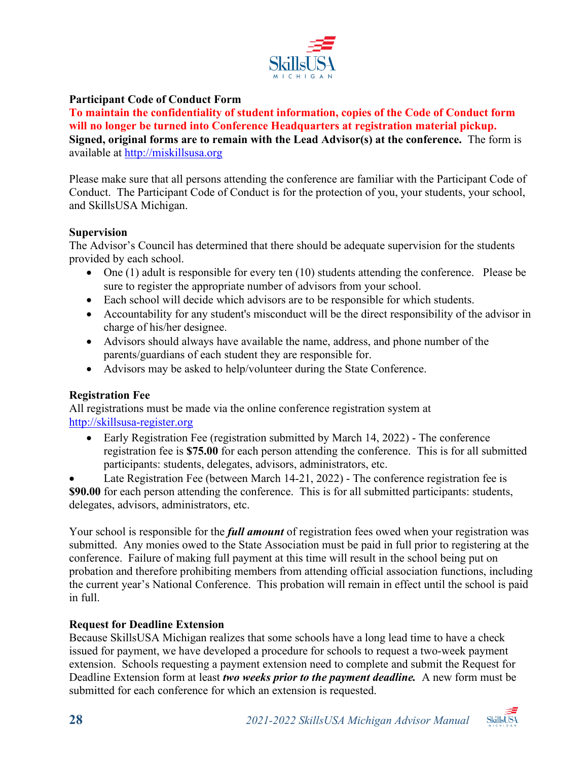### Participant Code of Conduct Form

**To maintain the confidentiality of student information, copies of the Code of Conduct form will no longer be turned into Conference Headquarters at registration material pickup.**
**Signed, original forms are to remain with the Lead Advisor(s) at the conference.** The form is available at http://miskillsusa.org

Please make sure that all persons attending the conference are familiar with the Participant Code of Conduct. The Participant Code of Conduct is for the protection of you, your students, your school, and SkillsUSA Michigan.

### Supervision

The Advisor's Council has determined that there should be adequate supervision for the students provided by each school.

- One (1) adult is responsible for every ten (10) students attending the conference. Please be sure to register the appropriate number of advisors from your school.
- Each school will decide which advisors are to be responsible for which students.
- Accountability for any student's misconduct will be the direct responsibility of the advisor in charge of his/her designee.
- Advisors should always have available the name, address, and phone number of the parents/guardians of each student they are responsible for.
- Advisors may be asked to help/volunteer during the State Conference.

### Registration Fee

All registrations must be made via the online conference registration system at http://skillsusa-register.org

- Early Registration Fee (registration submitted by March 14, 2022) - The conference registration fee is **$75.00** for each person attending the conference. This is for all submitted participants: students, delegates, advisors, administrators, etc.
- Late Registration Fee (between March 14-21, 2022) - The conference registration fee is **$90.00** for each person attending the conference. This is for all submitted participants: students, delegates, advisors, administrators, etc.

Your school is responsible for the ***full amount*** of registration fees owed when your registration was submitted. Any monies owed to the State Association must be paid in full prior to registering at the conference. Failure of making full payment at this time will result in the school being put on probation and therefore prohibiting members from attending official association functions, including the current year's National Conference. This probation will remain in effect until the school is paid in full.

### Request for Deadline Extension

Because SkillsUSA Michigan realizes that some schools have a long lead time to have a check issued for payment, we have developed a procedure for schools to request a two-week payment extension. Schools requesting a payment extension need to complete and submit the Request for Deadline Extension form at least ***two weeks prior to the payment deadline.*** A new form must be submitted for each conference for which an extension is requested.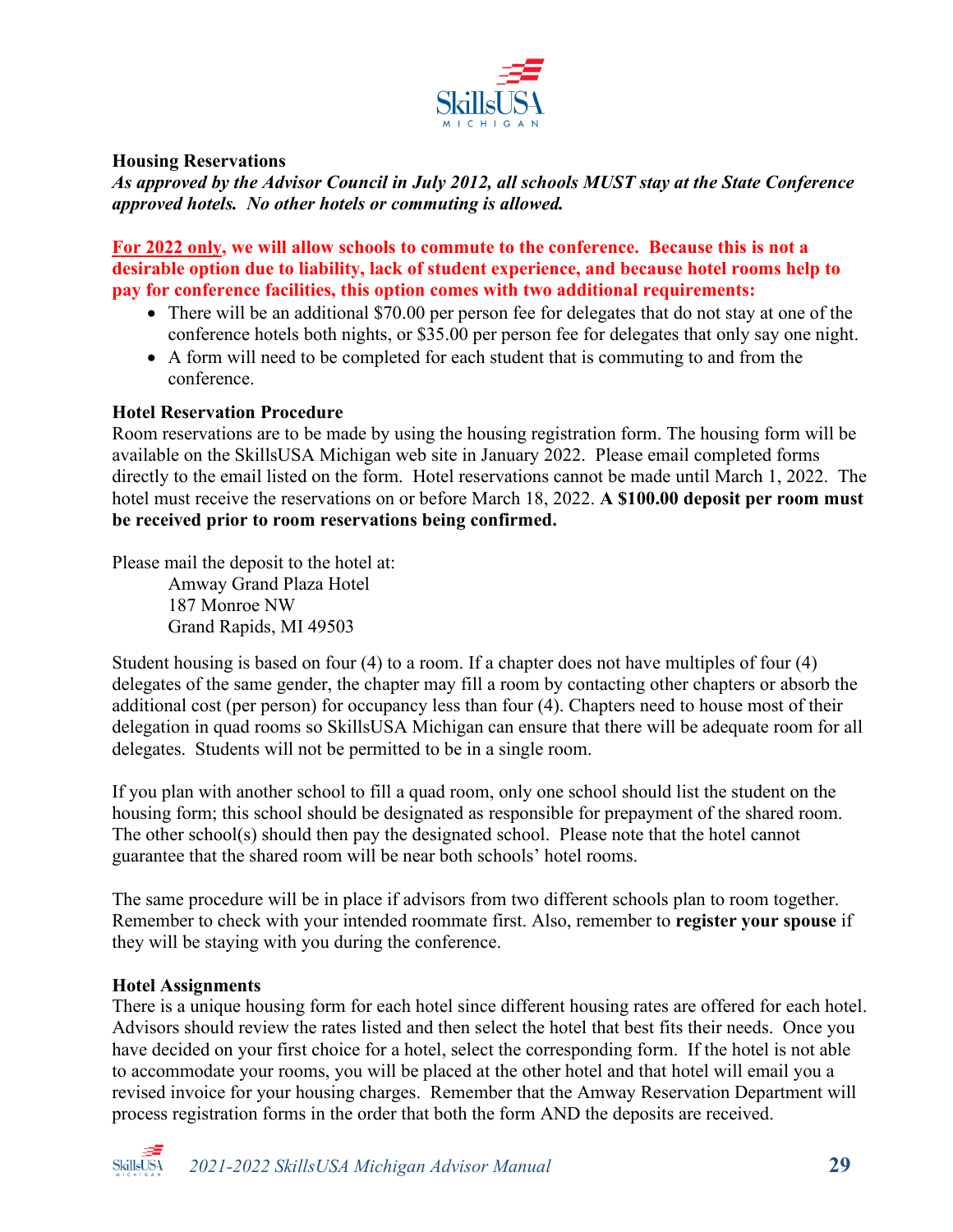### Housing Reservations

***As approved by the Advisor Council in July 2012, all schools MUST stay at the State Conference approved hotels. No other hotels or commuting is allowed.***

**For 2022 only, we will allow schools to commute to the conference. Because this is not a desirable option due to liability, lack of student experience, and because hotel rooms help to pay for conference facilities, this option comes with two additional requirements:**

- There will be an additional $70.00 per person fee for delegates that do not stay at one of the conference hotels both nights, or $35.00 per person fee for delegates that only say one night.
- A form will need to be completed for each student that is commuting to and from the conference.

### Hotel Reservation Procedure

Room reservations are to be made by using the housing registration form. The housing form will be available on the SkillsUSA Michigan web site in January 2022. Please email completed forms directly to the email listed on the form. Hotel reservations cannot be made until March 1, 2022. The hotel must receive the reservations on or before March 18, 2022. **A $100.00 deposit per room must be received prior to room reservations being confirmed.**

Please mail the deposit to the hotel at:

Amway Grand Plaza Hotel
187 Monroe NW
Grand Rapids, MI 49503

Student housing is based on four (4) to a room. If a chapter does not have multiples of four (4) delegates of the same gender, the chapter may fill a room by contacting other chapters or absorb the additional cost (per person) for occupancy less than four (4). Chapters need to house most of their delegation in quad rooms so SkillsUSA Michigan can ensure that there will be adequate room for all delegates. Students will not be permitted to be in a single room.

If you plan with another school to fill a quad room, only one school should list the student on the housing form; this school should be designated as responsible for prepayment of the shared room. The other school(s) should then pay the designated school. Please note that the hotel cannot guarantee that the shared room will be near both schools' hotel rooms.

The same procedure will be in place if advisors from two different schools plan to room together. Remember to check with your intended roommate first. Also, remember to **register your spouse** if they will be staying with you during the conference.

### Hotel Assignments

There is a unique housing form for each hotel since different housing rates are offered for each hotel. Advisors should review the rates listed and then select the hotel that best fits their needs. Once you have decided on your first choice for a hotel, select the corresponding form. If the hotel is not able to accommodate your rooms, you will be placed at the other hotel and that hotel will email you a revised invoice for your housing charges. Remember that the Amway Reservation Department will process registration forms in the order that both the form AND the deposits are received.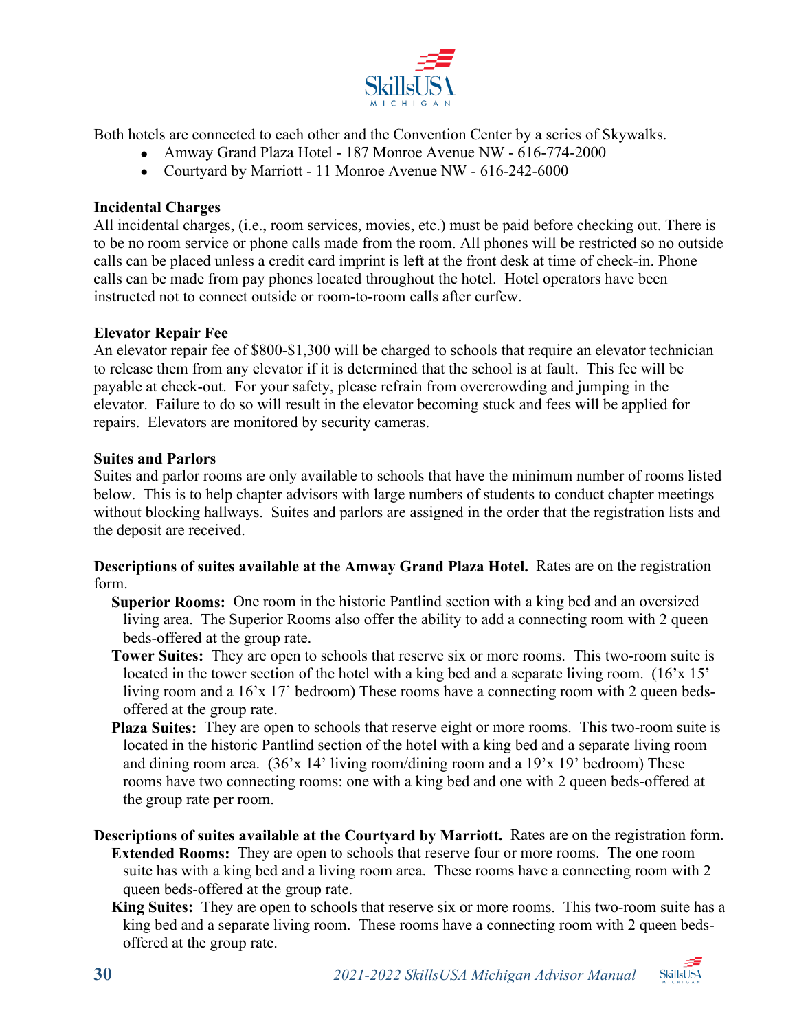Both hotels are connected to each other and the Convention Center by a series of Skywalks.

- Amway Grand Plaza Hotel - 187 Monroe Avenue NW - 616-774-2000
- Courtyard by Marriott - 11 Monroe Avenue NW - 616-242-6000

**Incidental Charges**

All incidental charges, (i.e., room services, movies, etc.) must be paid before checking out. There is to be no room service or phone calls made from the room. All phones will be restricted so no outside calls can be placed unless a credit card imprint is left at the front desk at time of check-in. Phone calls can be made from pay phones located throughout the hotel. Hotel operators have been instructed not to connect outside or room-to-room calls after curfew.

**Elevator Repair Fee**

An elevator repair fee of $800-$1,300 will be charged to schools that require an elevator technician to release them from any elevator if it is determined that the school is at fault. This fee will be payable at check-out. For your safety, please refrain from overcrowding and jumping in the elevator. Failure to do so will result in the elevator becoming stuck and fees will be applied for repairs. Elevators are monitored by security cameras.

**Suites and Parlors**

Suites and parlor rooms are only available to schools that have the minimum number of rooms listed below. This is to help chapter advisors with large numbers of students to conduct chapter meetings without blocking hallways. Suites and parlors are assigned in the order that the registration lists and the deposit are received.

**Descriptions of suites available at the Amway Grand Plaza Hotel.** Rates are on the registration form.

**Superior Rooms:** One room in the historic Pantlind section with a king bed and an oversized living area. The Superior Rooms also offer the ability to add a connecting room with 2 queen beds-offered at the group rate.

**Tower Suites:** They are open to schools that reserve six or more rooms. This two-room suite is located in the tower section of the hotel with a king bed and a separate living room. (16'x 15' living room and a 16'x 17' bedroom) These rooms have a connecting room with 2 queen beds-offered at the group rate.

**Plaza Suites:** They are open to schools that reserve eight or more rooms. This two-room suite is located in the historic Pantlind section of the hotel with a king bed and a separate living room and dining room area. (36'x 14' living room/dining room and a 19'x 19' bedroom) These rooms have two connecting rooms: one with a king bed and one with 2 queen beds-offered at the group rate per room.

**Descriptions of suites available at the Courtyard by Marriott.** Rates are on the registration form.

**Extended Rooms:** They are open to schools that reserve four or more rooms. The one room suite has with a king bed and a living room area. These rooms have a connecting room with 2 queen beds-offered at the group rate.

**King Suites:** They are open to schools that reserve six or more rooms. This two-room suite has a king bed and a separate living room. These rooms have a connecting room with 2 queen beds-offered at the group rate.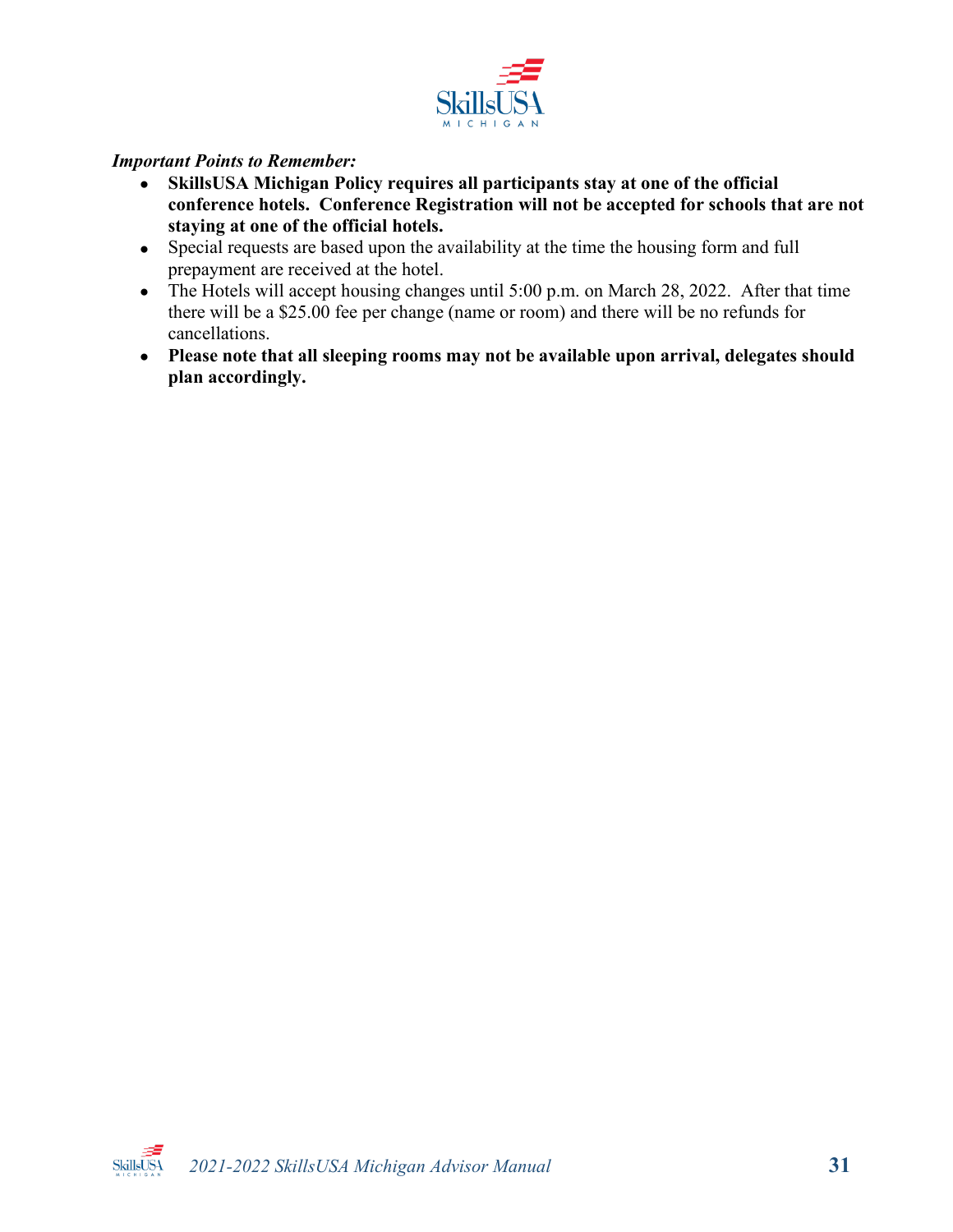***Important Points to Remember:***

- **SkillsUSA Michigan Policy requires all participants stay at one of the official conference hotels. Conference Registration will not be accepted for schools that are not staying at one of the official hotels.**
- Special requests are based upon the availability at the time the housing form and full prepayment are received at the hotel.
- The Hotels will accept housing changes until 5:00 p.m. on March 28, 2022. After that time there will be a $25.00 fee per change (name or room) and there will be no refunds for cancellations.
- **Please note that all sleeping rooms may not be available upon arrival, delegates should plan accordingly.**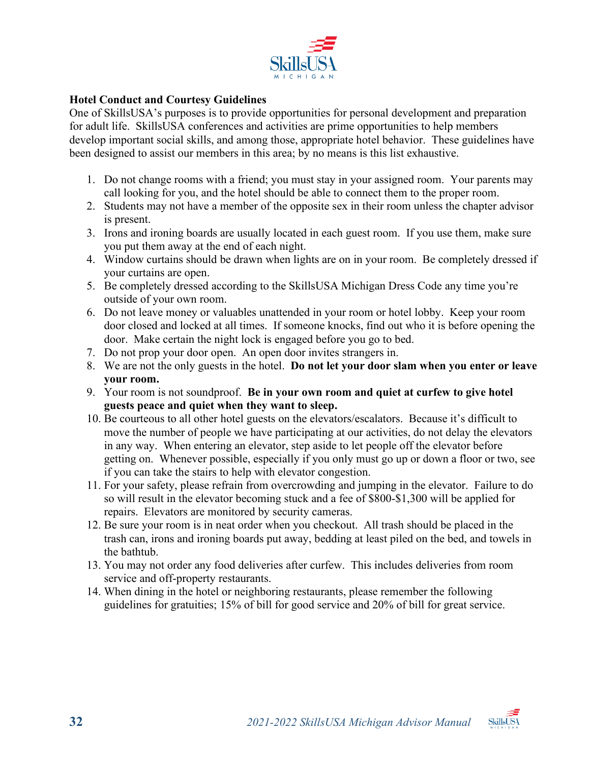**Hotel Conduct and Courtesy Guidelines**

One of SkillsUSA's purposes is to provide opportunities for personal development and preparation for adult life. SkillsUSA conferences and activities are prime opportunities to help members develop important social skills, and among those, appropriate hotel behavior. These guidelines have been designed to assist our members in this area; by no means is this list exhaustive.

1. Do not change rooms with a friend; you must stay in your assigned room. Your parents may call looking for you, and the hotel should be able to connect them to the proper room.
2. Students may not have a member of the opposite sex in their room unless the chapter advisor is present.
3. Irons and ironing boards are usually located in each guest room. If you use them, make sure you put them away at the end of each night.
4. Window curtains should be drawn when lights are on in your room. Be completely dressed if your curtains are open.
5. Be completely dressed according to the SkillsUSA Michigan Dress Code any time you're outside of your own room.
6. Do not leave money or valuables unattended in your room or hotel lobby. Keep your room door closed and locked at all times. If someone knocks, find out who it is before opening the door. Make certain the night lock is engaged before you go to bed.
7. Do not prop your door open. An open door invites strangers in.
8. We are not the only guests in the hotel. **Do not let your door slam when you enter or leave your room.**
9. Your room is not soundproof. **Be in your own room and quiet at curfew to give hotel guests peace and quiet when they want to sleep.**
10. Be courteous to all other hotel guests on the elevators/escalators. Because it's difficult to move the number of people we have participating at our activities, do not delay the elevators in any way. When entering an elevator, step aside to let people off the elevator before getting on. Whenever possible, especially if you only must go up or down a floor or two, see if you can take the stairs to help with elevator congestion.
11. For your safety, please refrain from overcrowding and jumping in the elevator. Failure to do so will result in the elevator becoming stuck and a fee of $800-$1,300 will be applied for repairs. Elevators are monitored by security cameras.
12. Be sure your room is in neat order when you checkout. All trash should be placed in the trash can, irons and ironing boards put away, bedding at least piled on the bed, and towels in the bathtub.
13. You may not order any food deliveries after curfew. This includes deliveries from room service and off-property restaurants.
14. When dining in the hotel or neighboring restaurants, please remember the following guidelines for gratuities; 15% of bill for good service and 20% of bill for great service.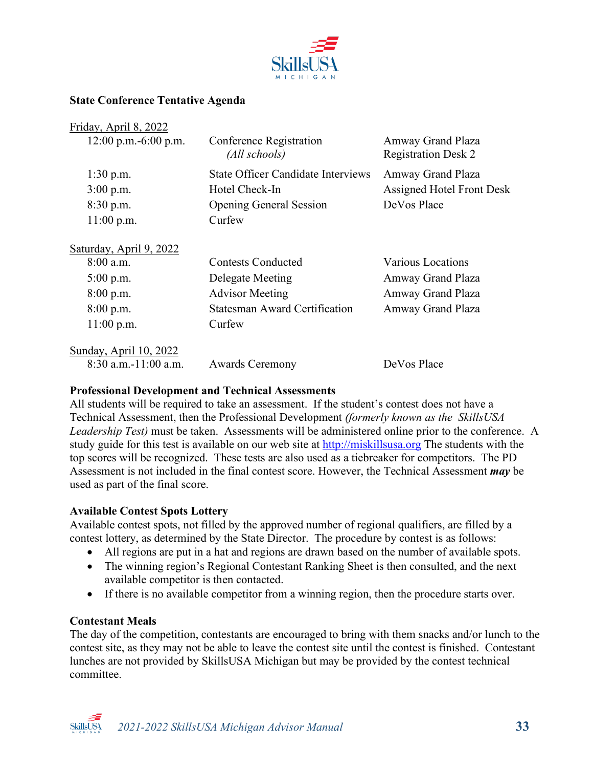## State Conference Tentative Agenda

Friday, April 8, 2022

| Time | Event | Location |
|---|---|---|
| 12:00 p.m.-6:00 p.m. | Conference Registration *(All schools)* | Amway Grand Plaza Registration Desk 2 |
| 1:30 p.m. | State Officer Candidate Interviews | Amway Grand Plaza |
| 3:00 p.m. | Hotel Check-In | Assigned Hotel Front Desk |
| 8:30 p.m. | Opening General Session | DeVos Place |
| 11:00 p.m. | Curfew | |

Saturday, April 9, 2022

| Time | Event | Location |
|---|---|---|
| 8:00 a.m. | Contests Conducted | Various Locations |
| 5:00 p.m. | Delegate Meeting | Amway Grand Plaza |
| 8:00 p.m. | Advisor Meeting | Amway Grand Plaza |
| 8:00 p.m. | Statesman Award Certification | Amway Grand Plaza |
| 11:00 p.m. | Curfew | |

Sunday, April 10, 2022

| Time | Event | Location |
|---|---|---|
| 8:30 a.m.-11:00 a.m. | Awards Ceremony | DeVos Place |

**Professional Development and Technical Assessments**

All students will be required to take an assessment. If the student's contest does not have a Technical Assessment, then the Professional Development *(formerly known as the SkillsUSA Leadership Test)* must be taken. Assessments will be administered online prior to the conference. A study guide for this test is available on our web site at http://miskillsusa.org The students with the top scores will be recognized. These tests are also used as a tiebreaker for competitors. The PD Assessment is not included in the final contest score. However, the Technical Assessment ***may*** be used as part of the final score.

**Available Contest Spots Lottery**

Available contest spots, not filled by the approved number of regional qualifiers, are filled by a contest lottery, as determined by the State Director. The procedure by contest is as follows:

- All regions are put in a hat and regions are drawn based on the number of available spots.
- The winning region's Regional Contestant Ranking Sheet is then consulted, and the next available competitor is then contacted.
- If there is no available competitor from a winning region, then the procedure starts over.

**Contestant Meals**

The day of the competition, contestants are encouraged to bring with them snacks and/or lunch to the contest site, as they may not be able to leave the contest site until the contest is finished. Contestant lunches are not provided by SkillsUSA Michigan but may be provided by the contest technical committee.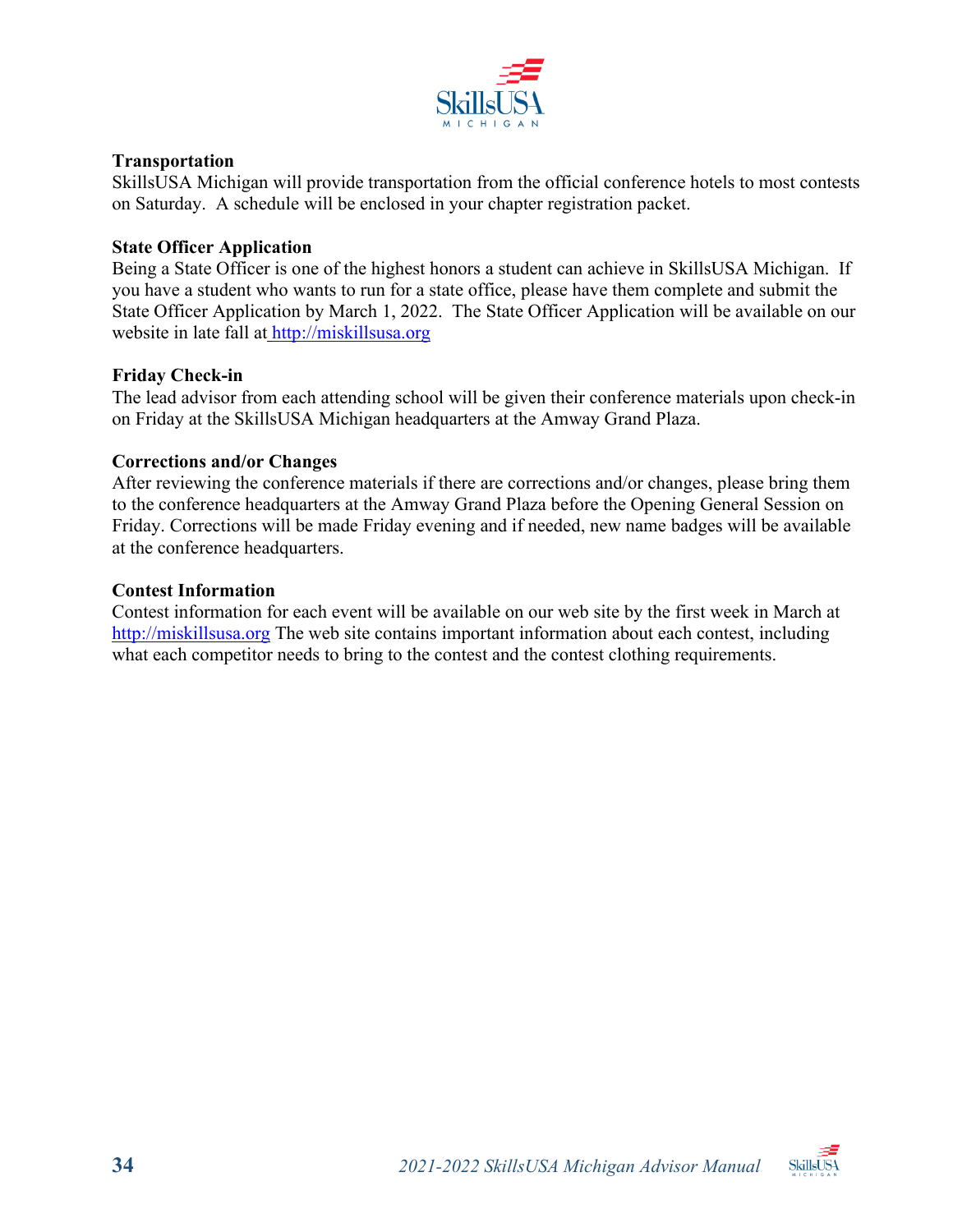### Transportation

SkillsUSA Michigan will provide transportation from the official conference hotels to most contests on Saturday. A schedule will be enclosed in your chapter registration packet.

### State Officer Application

Being a State Officer is one of the highest honors a student can achieve in SkillsUSA Michigan. If you have a student who wants to run for a state office, please have them complete and submit the State Officer Application by March 1, 2022. The State Officer Application will be available on our website in late fall at http://miskillsusa.org

### Friday Check-in

The lead advisor from each attending school will be given their conference materials upon check-in on Friday at the SkillsUSA Michigan headquarters at the Amway Grand Plaza.

### Corrections and/or Changes

After reviewing the conference materials if there are corrections and/or changes, please bring them to the conference headquarters at the Amway Grand Plaza before the Opening General Session on Friday. Corrections will be made Friday evening and if needed, new name badges will be available at the conference headquarters.

### Contest Information

Contest information for each event will be available on our web site by the first week in March at http://miskillsusa.org The web site contains important information about each contest, including what each competitor needs to bring to the contest and the contest clothing requirements.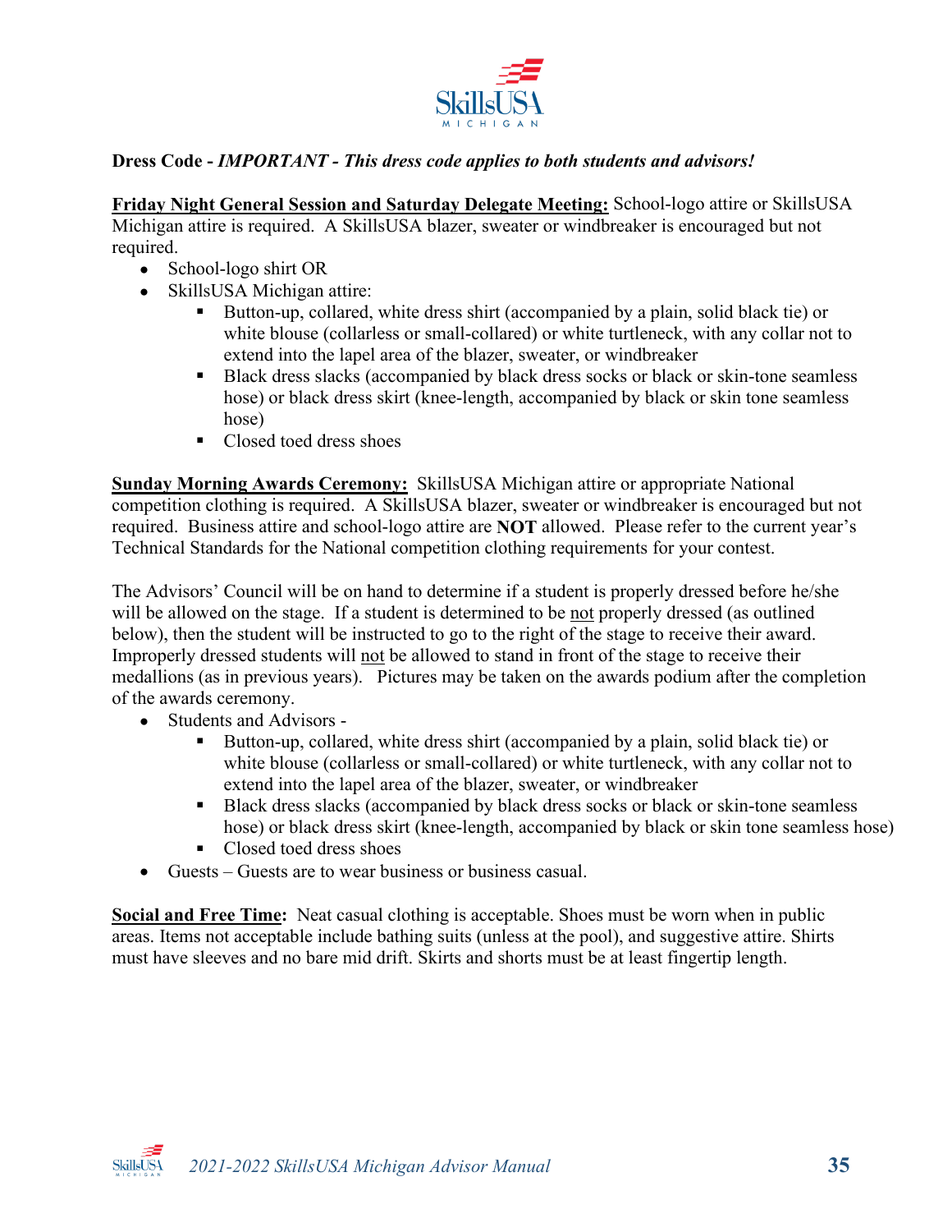**Dress Code -** ***IMPORTANT - This dress code applies to both students and advisors!***

**Friday Night General Session and Saturday Delegate Meeting:** School-logo attire or SkillsUSA Michigan attire is required. A SkillsUSA blazer, sweater or windbreaker is encouraged but not required.

- School-logo shirt OR
- SkillsUSA Michigan attire:
  - Button-up, collared, white dress shirt (accompanied by a plain, solid black tie) or white blouse (collarless or small-collared) or white turtleneck, with any collar not to extend into the lapel area of the blazer, sweater, or windbreaker
  - Black dress slacks (accompanied by black dress socks or black or skin-tone seamless hose) or black dress skirt (knee-length, accompanied by black or skin tone seamless hose)
  - Closed toed dress shoes

**Sunday Morning Awards Ceremony:** SkillsUSA Michigan attire or appropriate National competition clothing is required. A SkillsUSA blazer, sweater or windbreaker is encouraged but not required. Business attire and school-logo attire are **NOT** allowed. Please refer to the current year's Technical Standards for the National competition clothing requirements for your contest.

The Advisors' Council will be on hand to determine if a student is properly dressed before he/she will be allowed on the stage. If a student is determined to be not properly dressed (as outlined below), then the student will be instructed to go to the right of the stage to receive their award. Improperly dressed students will not be allowed to stand in front of the stage to receive their medallions (as in previous years). Pictures may be taken on the awards podium after the completion of the awards ceremony.

- Students and Advisors -
  - Button-up, collared, white dress shirt (accompanied by a plain, solid black tie) or white blouse (collarless or small-collared) or white turtleneck, with any collar not to extend into the lapel area of the blazer, sweater, or windbreaker
  - Black dress slacks (accompanied by black dress socks or black or skin-tone seamless hose) or black dress skirt (knee-length, accompanied by black or skin tone seamless hose)
  - Closed toed dress shoes
- Guests – Guests are to wear business or business casual.

**Social and Free Time:** Neat casual clothing is acceptable. Shoes must be worn when in public areas. Items not acceptable include bathing suits (unless at the pool), and suggestive attire. Shirts must have sleeves and no bare mid drift. Skirts and shorts must be at least fingertip length.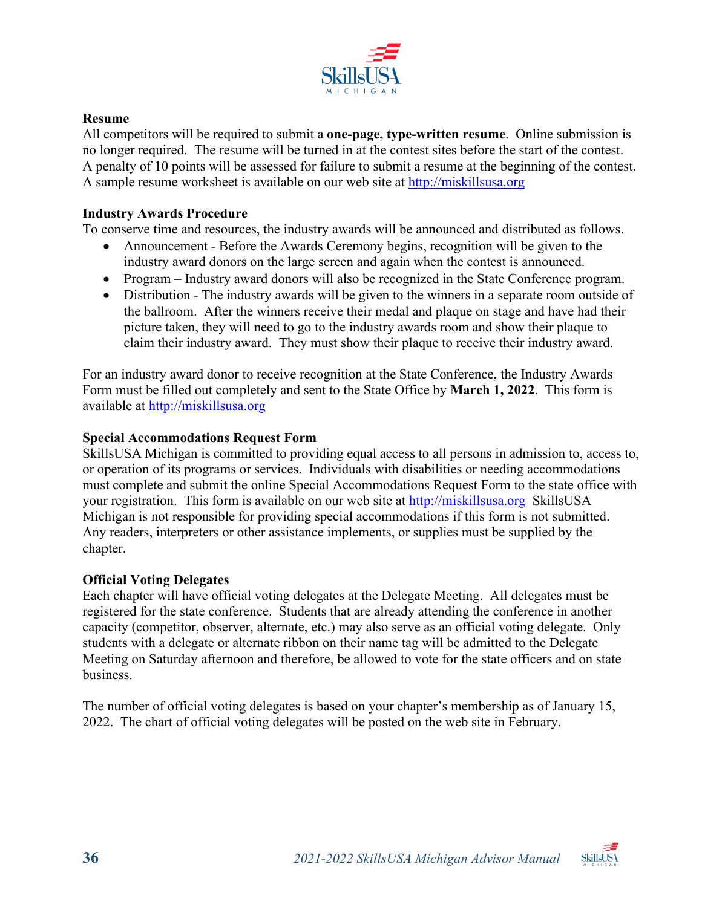### Resume

All competitors will be required to submit a **one-page, type-written resume**. Online submission is no longer required. The resume will be turned in at the contest sites before the start of the contest. A penalty of 10 points will be assessed for failure to submit a resume at the beginning of the contest. A sample resume worksheet is available on our web site at http://miskillsusa.org

### Industry Awards Procedure

To conserve time and resources, the industry awards will be announced and distributed as follows.

- Announcement - Before the Awards Ceremony begins, recognition will be given to the industry award donors on the large screen and again when the contest is announced.
- Program – Industry award donors will also be recognized in the State Conference program.
- Distribution - The industry awards will be given to the winners in a separate room outside of the ballroom. After the winners receive their medal and plaque on stage and have had their picture taken, they will need to go to the industry awards room and show their plaque to claim their industry award. They must show their plaque to receive their industry award.

For an industry award donor to receive recognition at the State Conference, the Industry Awards Form must be filled out completely and sent to the State Office by **March 1, 2022**. This form is available at http://miskillsusa.org

### Special Accommodations Request Form

SkillsUSA Michigan is committed to providing equal access to all persons in admission to, access to, or operation of its programs or services. Individuals with disabilities or needing accommodations must complete and submit the online Special Accommodations Request Form to the state office with your registration. This form is available on our web site at http://miskillsusa.org SkillsUSA Michigan is not responsible for providing special accommodations if this form is not submitted. Any readers, interpreters or other assistance implements, or supplies must be supplied by the chapter.

### Official Voting Delegates

Each chapter will have official voting delegates at the Delegate Meeting. All delegates must be registered for the state conference. Students that are already attending the conference in another capacity (competitor, observer, alternate, etc.) may also serve as an official voting delegate. Only students with a delegate or alternate ribbon on their name tag will be admitted to the Delegate Meeting on Saturday afternoon and therefore, be allowed to vote for the state officers and on state business.

The number of official voting delegates is based on your chapter's membership as of January 15, 2022. The chart of official voting delegates will be posted on the web site in February.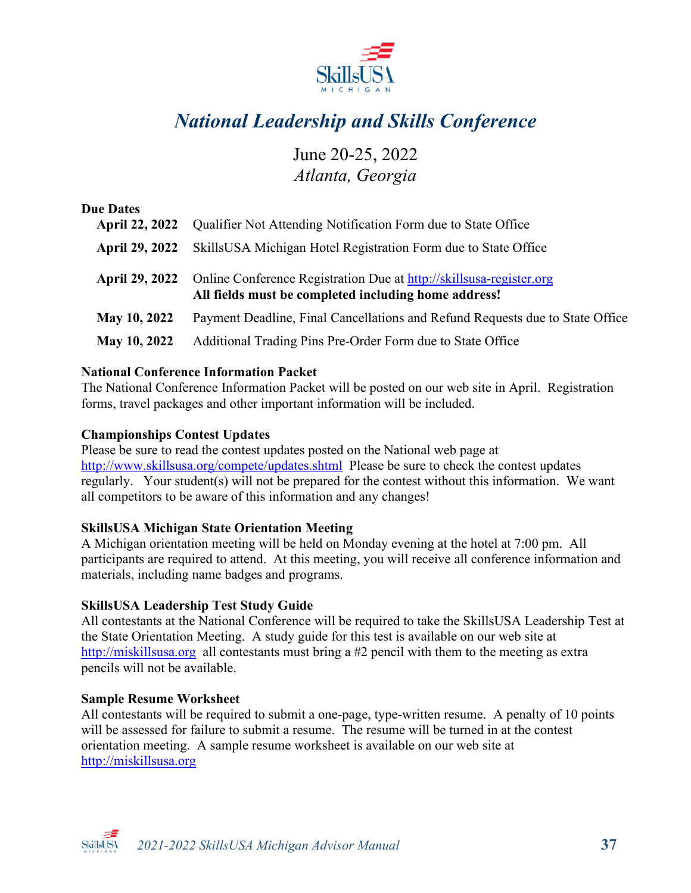# *National Leadership and Skills Conference*

June 20-25, 2022
*Atlanta, Georgia*

**Due Dates**

| | |
|---|---|
| **April 22, 2022** | Qualifier Not Attending Notification Form due to State Office |
| **April 29, 2022** | SkillsUSA Michigan Hotel Registration Form due to State Office |
| **April 29, 2022** | Online Conference Registration Due at http://skillsusa-register.org **All fields must be completed including home address!** |
| **May 10, 2022** | Payment Deadline, Final Cancellations and Refund Requests due to State Office |
| **May 10, 2022** | Additional Trading Pins Pre-Order Form due to State Office |

**National Conference Information Packet**
The National Conference Information Packet will be posted on our web site in April. Registration forms, travel packages and other important information will be included.

**Championships Contest Updates**
Please be sure to read the contest updates posted on the National web page at http://www.skillsusa.org/compete/updates.shtml Please be sure to check the contest updates regularly. Your student(s) will not be prepared for the contest without this information. We want all competitors to be aware of this information and any changes!

**SkillsUSA Michigan State Orientation Meeting**
A Michigan orientation meeting will be held on Monday evening at the hotel at 7:00 pm. All participants are required to attend. At this meeting, you will receive all conference information and materials, including name badges and programs.

**SkillsUSA Leadership Test Study Guide**
All contestants at the National Conference will be required to take the SkillsUSA Leadership Test at the State Orientation Meeting. A study guide for this test is available on our web site at http://miskillsusa.org all contestants must bring a #2 pencil with them to the meeting as extra pencils will not be available.

**Sample Resume Worksheet**
All contestants will be required to submit a one-page, type-written resume. A penalty of 10 points will be assessed for failure to submit a resume. The resume will be turned in at the contest orientation meeting. A sample resume worksheet is available on our web site at http://miskillsusa.org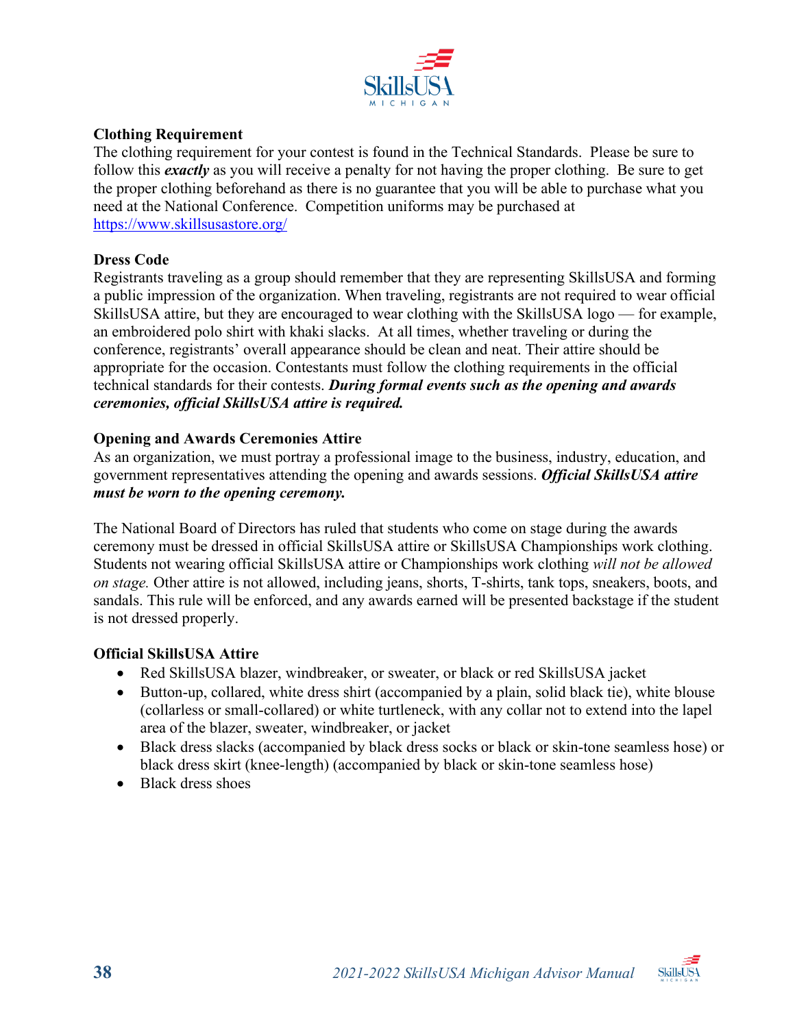**Clothing Requirement**
The clothing requirement for your contest is found in the Technical Standards. Please be sure to follow this ***exactly*** as you will receive a penalty for not having the proper clothing. Be sure to get the proper clothing beforehand as there is no guarantee that you will be able to purchase what you need at the National Conference. Competition uniforms may be purchased at https://www.skillsusastore.org/

**Dress Code**
Registrants traveling as a group should remember that they are representing SkillsUSA and forming a public impression of the organization. When traveling, registrants are not required to wear official SkillsUSA attire, but they are encouraged to wear clothing with the SkillsUSA logo — for example, an embroidered polo shirt with khaki slacks. At all times, whether traveling or during the conference, registrants' overall appearance should be clean and neat. Their attire should be appropriate for the occasion. Contestants must follow the clothing requirements in the official technical standards for their contests. ***During formal events such as the opening and awards ceremonies, official SkillsUSA attire is required.***

**Opening and Awards Ceremonies Attire**
As an organization, we must portray a professional image to the business, industry, education, and government representatives attending the opening and awards sessions. ***Official SkillsUSA attire must be worn to the opening ceremony.***

The National Board of Directors has ruled that students who come on stage during the awards ceremony must be dressed in official SkillsUSA attire or SkillsUSA Championships work clothing. Students not wearing official SkillsUSA attire or Championships work clothing *will not be allowed on stage.* Other attire is not allowed, including jeans, shorts, T-shirts, tank tops, sneakers, boots, and sandals. This rule will be enforced, and any awards earned will be presented backstage if the student is not dressed properly.

**Official SkillsUSA Attire**

- Red SkillsUSA blazer, windbreaker, or sweater, or black or red SkillsUSA jacket
- Button-up, collared, white dress shirt (accompanied by a plain, solid black tie), white blouse (collarless or small-collared) or white turtleneck, with any collar not to extend into the lapel area of the blazer, sweater, windbreaker, or jacket
- Black dress slacks (accompanied by black dress socks or black or skin-tone seamless hose) or black dress skirt (knee-length) (accompanied by black or skin-tone seamless hose)
- Black dress shoes